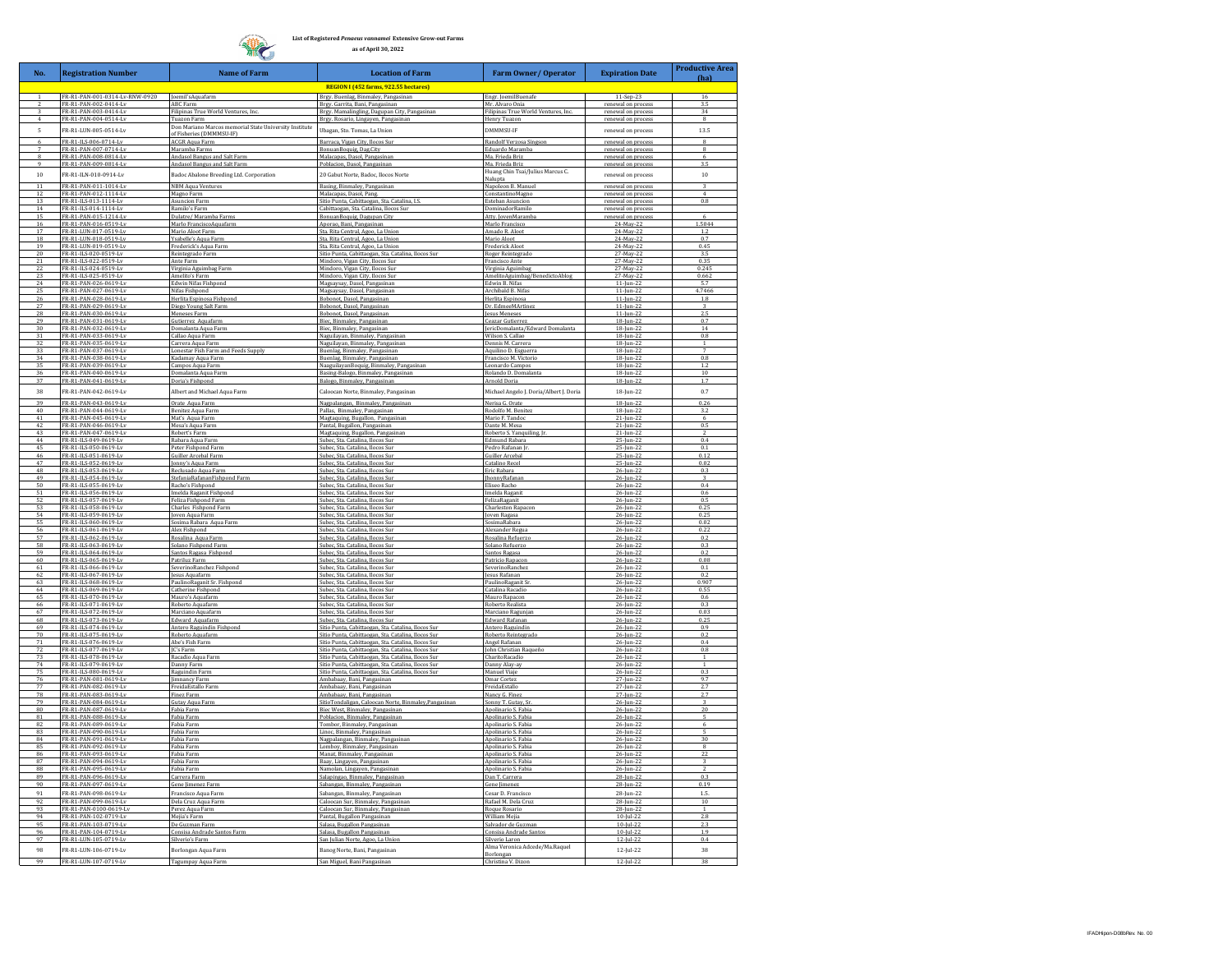# List of Registered *Penaeus vannamei* Extensive Grow-out Farms

**as of April 30, 2022**

| No. | Registration Number | Name of Farm | Location of Farm | Farm Owner/ Operator | Expiration Date | Productive Area (ha) |
|---|---|---|---|---|---|---|
| **REGION I (452 farms, 922.55 hectares)** | | | | | | |
| 1 | FR-R1-PAN-001-0314-Lv-RNW-0920 | Joemil'sAquafarm | Brgy. Buenlag, Binmaley, Pangasinan | Engr. JoemilBuenafe | 11-Sep-23 | 16 |
| 2 | FR-R1-PAN-002-0414-Lv | ABC Farm | Brgy. Garrita, Bani, Pangasinan | Mr. Alvaro Oña | renewal on process | 3.5 |
| 3 | FR-R1-PAN-003-0414-Lv | Filipinas True World Ventures, Inc. | Brgy. Mamalingling, Dagupan City, Pangasinan | Filipinas True World Ventures, Inc. | renewal on process | 34 |
| 4 | FR-R1-PAN-004-0514-Lv | Tuazon Farm | Brgy. Rosario, Lingayen, Pangasinan | Henry Tuazon | renewal on process | 8 |
| 5 | FR-R1-LUN-005-0514-Lv | Don Mariano Marcos memorial State University Institute of Fisheries (DMMMSU-IF) | Ubagan, Sto. Tomas, La Union | DMMMSU-IF | renewal on process | 13.5 |
| 6 | FR-R1-ILS-006-0714-Lv | ACGR Aqua Farm | Barraca, Vigan City, Ilocos Sur | Randolf Verzosa Singson | renewal on process | 8 |
| 7 | FR-R1-PAN-007-0714-Lv | Maramba Farms | BonuanBoquig, DagCity | Eduardo Maramba | renewal on process | 8 |
| 8 | FR-R1-PAN-008-0814-Lv | Andasol Bangus and Salt Farm | Malacapas, Dasol, Pangasinan | Ma. Frieda Briz | renewal on process | 6 |
| 9 | FR-R1-PAN-009-0814-Lv | Andasol Bangus and Salt Farm | Poblacion, Dasol, Pangasinan | Ma. Frieda Briz | renewal on process | 3.5 |
| 10 | FR-R1-ILN-010-0914-Lv | Badoc Abalone Breeding Ltd. Corporation | 20 Gabut Norte, Badoc, Ilocos Norte | Huang Chin Tsai/Julius Marcus C. Nalupta | renewal on process | 10 |
| 11 | FR-R1-PAN-011-1014-Lv | NBM Aqua Ventures | Basing, Binmaley, Pangasinan | Napoleon B. Manuel | renewal on process | 3 |
| 12 | FR-R1-PAN-012-1114-Lv | Magno Farm | Malacapas, Dasol, Pang | ConstantinoMagno | renewal on process | 4 |
| 13 | FR-R1-ILS-013-1114-Lv | Asuncion Farm | Sitio Punta, Cabittaogan, Sta. Catalina, I.S. | Esteban Asuncion | renewal on process | 0.8 |
| 14 | FR-R1-ILS-014-1114-Lv | Ramilo's Farm | Cabittaogan, Sta. Catalina, Ilocos Sur | DominadorRamilo | renewal on process | |
| 15 | FR-R1-PAN-015-1214-Lv | Dulatre/ Maramba Farms | BonuanBoquig, Dagupan City | Atty. JovenMaramba | renewal on process | 6 |
| 16 | FR-R1-PAN-016-0519-Lv | Marlo FranciscoAquafarm | Aporao, Bani, Pangasinan | Marlo Francisco | 24-May-22 | 1.5044 |
| 17 | FR-R1-LUN-017-0519-Lv | Mario Aloot Farm | Sta. Rita Central, Agoo, La Union | Amado R. Aloot | 24-May-22 | 1.2 |
| 18 | FR-R1-LUN-018-0519-Lv | Ysabelle's Aqua Farm | Sta. Rita Central, Agoo, La Union | Mario Aloot | 24-May-22 | 0.7 |
| 19 | FR-R1-LUN-019-0519-Lv | Frederick's Aqua Farm | Sta. Rita Central, Agoo, La Union | Frederick Aloot | 24-May-22 | 0.45 |
| 20 | FR-R1-ILS-020-0519-Lv | Reintegrado Farm | Sitio Punta, Cabittaogan, Sta. Catalina, Ilocos Sur | Roger Reintegrado | 27-May-22 | 3.5 |
| 21 | FR-R1-ILS-022-0519-Lv | Ante Farm | Mindoro, Vigan City, Ilocos Sur | Francisco Ante | 27-May-22 | 0.35 |
| 22 | FR-R1-ILS-024-0519-Lv | Virginia Aguimbag Farm | Mindoro, Vigan City, Ilocos Sur | Virginia Aguimbag | 27-May-22 | 0.245 |
| 23 | FR-R1-ILS-025-0519-Lv | Amelito's Farm | Mindoro, Vigan City, Ilocos Sur | AmelitoAguimbag/BenedictoAblog | 27-May-22 | 0.662 |
| 24 | FR-R1-PAN-026-0619-Lv | Edwin Nifas Fishpond | Magsaysay, Dasol, Pangasinan | Edwin B. Nifas | 11-Jun-22 | 5.7 |
| 25 | FR-R1-PAN-027-0619-Lv | Nifas Fishpond | Magsaysay, Dasol, Pangasinan | Archibald B. Nifas | 11-Jun-22 | 4.7466 |
| 26 | FR-R1-PAN-028-0619-Lv | Herlita Espinosa Fishpond | Bobonot, Dasol, Pangasinan | Herlita Espinosa | 11-Jun-22 | 1.8 |
| 27 | FR-R1-PAN-029-0619-Lv | Diego Young Salt Farm | Bobonot, Dasol, Pangasinan | Dr. EdmeeMArtinez | 11-Jun-22 | 3 |
| 28 | FR-R1-PAN-030-0619-Lv | Meneses Farm | Bobonot, Dasol, Pangasinan | Jesus Meneses | 11-Jun-22 | 2.5 |
| 29 | FR-R1-PAN-031-0619-Lv | Gutierrez Aquafarm | Biec, Binmaley, Pangasinan | Ceazar Gutierrez | 18-Jun-22 | 0.7 |
| 30 | FR-R1-PAN-032-0619-Lv | Domalanta Aqua Farm | Biec, Binmaley, Pangasinan | JericDomalanta/Edward Domalanta | 18-Jun-22 | 14 |
| 31 | FR-R1-PAN-033-0619-Lv | Callao Aqua Farm | Naguilayan, Binmaley, Pangasinan | Wilson S. Callao | 18-Jun-22 | 0.8 |
| 32 | FR-R1-PAN-035-0619-Lv | Carrera Aqua Farm | Naguilayan, Binmaley, Pangasinan | Dennis M. Carrera | 18-Jun-22 | 1 |
| 33 | FR-R1-PAN-037-0619-Lv | Lonestar Fish Farm and Feeds Supply | Buenlag, Binmaley, Pangasinan | Aquilino D. Esguerra | 18-Jun-22 | 7 |
| 34 | FR-R1-PAN-038-0619-Lv | Kadamay Aqua Farm | Buenlag, Binmaley, Pangasinan | Francisco M. Victorio | 18-Jun-22 | 0.8 |
| 35 | FR-R1-PAN-039-0619-Lv | Campos Aqua Farm | NaaguilayanBoquig, Binmaley, Pangasinan | Leonardo Campos | 18-Jun-22 | 1.2 |
| 36 | FR-R1-PAN-040-0619-Lv | Domalanta Aqua Farm | Basing-Balogo, Binmaley, Pangasinan | Rolando D. Domalanta | 18-Jun-22 | 10 |
| 37 | FR-R1-PAN-041-0619-Lv | Doria's Fishpond | Balogo, Binmaley, Pangasinan | Arnold Doria | 18-Jun-22 | 1.7 |
| 38 | FR-R1-PAN-042-0619-Lv | Albert and Michael Aqua Farm | Caloocan Norte, Binmaley, Pangasinan | Michael Angelo J. Doria/Albert J. Doria | 18-Jun-22 | 0.7 |
| 39 | FR-R1-PAN-043-0619-Lv | Orate Aqua Farm | Nagpalangan, Binmaley, Pangasinan | Nerisa G. Orate | 18-Jun-22 | 0.26 |
| 40 | FR-R1-PAN-044-0619-Lv | Benitez Aqua Farm | Pallas, Binmaley, Pangasinan | Rodolfo M. Benitez | 18-Jun-22 | 3.2 |
| 41 | FR-R1-PAN-045-0619-Lv | Mat's Aqua Farm | Magtaquing, Bugallon, Pangasinan | Mario F. Tandoc | 21-Jun-22 | 6 |
| 42 | FR-R1-PAN-046-0619-Lv | Mesa's Aqua Farm | Pantal, Bugallon, Pangasinan | Dante M. Mesa | 21-Jun-22 | 0.5 |
| 43 | FR-R1-PAN-047-0619-Lv | Robert's Farm | Magtaquing, Bugallon, Pangasinan | Roberto S. Yanquiling, Jr. | 21-Jun-22 | 2 |
| 44 | FR-R1-ILS-049-0619-Lv | Rabara Aqua Farm | Subec, Sta. Catalina, Ilocos Sur | Edmund Rabara | 25-Jun-22 | 0.4 |
| 45 | FR-R1-ILS-050-0619-Lv | Peter Fishpond Farm | Subec, Sta. Catalina, Ilocos Sur | Pedro Rafanan Jr. | 25-Jun-22 | 0.1 |
| 46 | FR-R1-ILS-051-0619-Lv | Guiller Arcebal Farm | Subec, Sta. Catalina, Ilocos Sur | Guiller Arcebal | 25-Jun-22 | 0.12 |
| 47 | FR-R1-ILS-052-0619-Lv | Jonny's Aqua Farm | Subec, Sta. Catalina, Ilocos Sur | Catalino Recel | 25-Jun-22 | 0.02 |
| 48 | FR-R1-ILS-053-0619-Lv | Rechosado Aqua Farm | Subec, Sta. Catalina, Ilocos Sur | Eric Rabara | 26-Jun-22 | 0.3 |
| 49 | FR-R1-ILS-054-0619-Lv | StefaniaRafananFishpond Farm | Subec, Sta. Catalina, Ilocos Sur | JhonnyRafanan | 26-Jun-22 | 3 |
| 50 | FR-R1-ILS-055-0619-Lv | Racho's Fishpond | Subec, Sta. Catalina, Ilocos Sur | Eliseo Racho | 26-Jun-22 | 0.4 |
| 51 | FR-R1-ILS-056-0619-Lv | Imelda Raganit Fishpond | Subec, Sta. Catalina, Ilocos Sur | Imelda Raganit | 26-Jun-22 | 0.6 |
| 52 | FR-R1-ILS-057-0619-Lv | Feliza Fishpond Farm | Subec, Sta. Catalina, Ilocos Sur | FelizaRaganit | 26-Jun-22 | 0.5 |
| 53 | FR-R1-ILS-058-0619-Lv | Charles Fishpond Farm | Subec, Sta. Catalina, Ilocos Sur | Charleston Rapacon | 26-Jun-22 | 0.25 |
| 54 | FR-R1-ILS-059-0619-Lv | Joven Aqua Farm | Subec, Sta. Catalina, Ilocos Sur | Joven Ragasa | 26-Jun-22 | 0.25 |
| 55 | FR-R1-ILS-060-0619-Lv | Sosima Rabara Aqua Farm | Subec, Sta. Catalina, Ilocos Sur | SosimaRabara | 26-Jun-22 | 0.02 |
| 56 | FR-R1-ILS-061-0619-Lv | Alex Fishpond | Subec, Sta. Catalina, Ilocos Sur | Alexander Regua | 26-Jun-22 | 0.22 |
| 57 | FR-R1-ILS-062-0619-Lv | Rosalina Aqua Farm | Subec, Sta. Catalina, Ilocos Sur | Rosalina Refuerzo | 26-Jun-22 | 0.2 |
| 58 | FR-R1-ILS-063-0619-Lv | Solano Fishpond Farm | Subec, Sta. Catalina, Ilocos Sur | Solano Refuerzo | 26-Jun-22 | 0.3 |
| 59 | FR-R1-ILS-064-0619-Lv | Santos Ragasa Fishpond | Subec, Sta. Catalina, Ilocos Sur | Santos Ragasa | 26-Jun-22 | 0.2 |
| 60 | FR-R1-ILS-065-0619-Lv | Patriluz Farm | Subec, Sta. Catalina, Ilocos Sur | Patricio Rapacon | 26-Jun-22 | 0.08 |
| 61 | FR-R1-ILS-066-0619-Lv | SeverinoRanchez Fishpond | Subec, Sta. Catalina, Ilocos Sur | SeverinoRanchez | 26-Jun-22 | 0.1 |
| 62 | FR-R1-ILS-067-0619-Lv | Jesus Aquafarm | Subec, Sta. Catalina, Ilocos Sur | Jesus Rafanan | 26-Jun-22 | 0.2 |
| 63 | FR-R1-ILS-068-0619-Lv | PaulinoRaganit Sr. Fishpond | Subec, Sta. Catalina, Ilocos Sur | PaulinoRaganit Sr. | 26-Jun-22 | 0.907 |
| 64 | FR-R1-ILS-069-0619-Lv | Catherine Fishpond | Subec, Sta. Catalina, Ilocos Sur | Catalina Racadio | 26-Jun-22 | 0.55 |
| 65 | FR-R1-ILS-070-0619-Lv | Mauro's Aquafarm | Subec, Sta. Catalina, Ilocos Sur | Mauro Rapacon | 26-Jun-22 | 0.6 |
| 66 | FR-R1-ILS-071-0619-Lv | Roberto Aquafarm | Subec, Sta. Catalina, Ilocos Sur | Roberto Realista | 26-Jun-22 | 0.3 |
| 67 | FR-R1-ILS-072-0619-Lv | Marciano Aquafarm | Subec, Sta. Catalina, Ilocos Sur | Marciano Ragunjan | 26-Jun-22 | 0.03 |
| 68 | FR-R1-ILS-073-0619-Lv | Edward Aquafarm | Subec, Sta. Catalina, Ilocos Sur | Edward Rafanan | 26-Jun-22 | 0.25 |
| 69 | FR-R1-ILS-074-0619-Lv | Antero Raguindin Fishpond | Sitio Punta, Cabittaogan, Sta. Catalina, Ilocos Sur | Antero Raguindin | 26-Jun-22 | 0.9 |
| 70 | FR-R1-ILS-075-0619-Lv | Roberto Aquafarm | Sitio Punta, Cabittaogan, Sta. Catalina, Ilocos Sur | Roberto Reintegrado | 26-Jun-22 | 0.2 |
| 71 | FR-R1-ILS-076-0619-Lv | Abe's Fish Farm | Sitio Punta, Cabittaogan, Sta. Catalina, Ilocos Sur | Angel Rafanan | 26-Jun-22 | 0.4 |
| 72 | FR-R1-ILS-077-0619-Lv | JC's Farm | Sitio Punta, Cabittaogan, Sta. Catalina, Ilocos Sur | John Christian Raqueño | 26-Jun-22 | 0.8 |
| 73 | FR-R1-ILS-078-0619-Lv | Racadio Aqua Farm | Sitio Punta, Cabittaogan, Sta. Catalina, Ilocos Sur | CharitoRacadio | 26-Jun-22 | 1 |
| 74 | FR-R1-ILS-079-0619-Lv | Danny Farm | Sitio Punta, Cabittaogan, Sta. Catalina, Ilocos Sur | Danny Alay-ay | 26-Jun-22 | 1 |
| 75 | FR-R1-ILS-080-0619-Lv | Raguindin Farm | Sitio Punta, Cabittaogan, Sta. Catalina, Ilocos Sur | Manuel Viaje | 26-Jun-22 | 0.3 |
| 76 | FR-R1-PAN-081-0619-Lv | Jimnancy Farm | Ambabaay, Bani, Pangasinan | Omar Cortez | 27-Jun-22 | 9.7 |
| 77 | FR-R1-PAN-082-0619-Lv | FreidaEstallo Farm | Ambabaay, Bani, Pangasinan | FreidaEstallo | 27-Jun-22 | 2.7 |
| 78 | FR-R1-PAN-083-0619-Lv | Finez Farm | Ambabaay, Bani, Pangasinan | Nancy G. Finez | 27-Jun-22 | 2.7 |
| 79 | FR-R1-PAN-084-0619-Lv | Gutay Aqua Farm | SitioTondaligan, Caloocan Norte, Binmaley,Pangasinan | Sonny T. Gutay, Sr. | 26-Jun-22 | 3 |
| 80 | FR-R1-PAN-087-0619-Lv | Fabia Farm | Biec West, Binmaley, Pangasinan | Apolinario S. Fabia | 26-Jun-22 | 20 |
| 81 | FR-R1-PAN-088-0619-Lv | Fabia Farm | Poblacion, Binmaley, Pangasinan | Apolinario S. Fabia | 26-Jun-22 | 5 |
| 82 | FR-R1-PAN-089-0619-Lv | Fabia Farm | Tombor, Binmaley, Pangasinan | Apolinario S. Fabia | 26-Jun-22 | 6 |
| 83 | FR-R1-PAN-090-0619-Lv | Fabia Farm | Linoc, Binmaley, Pangasinan | Apolinario S. Fabia | 26-Jun-22 | 5 |
| 84 | FR-R1-PAN-091-0619-Lv | Fabia Farm | Nagpalangan, Binmaley, Pangasinan | Apolinario S. Fabia | 26-Jun-22 | 30 |
| 85 | FR-R1-PAN-092-0619-Lv | Fabia Farm | Lomboy, Binmaley, Pangasinan | Apolinario S. Fabia | 26-Jun-22 | 8 |
| 86 | FR-R1-PAN-093-0619-Lv | Fabia Farm | Manat, Binmaley, Pangasinan | Apolinario S. Fabia | 26-Jun-22 | 22 |
| 87 | FR-R1-PAN-094-0619-Lv | Fabia Farm | Baay, Lingayen, Pangasinan | Apolinario S. Fabia | 26-Jun-22 | 3 |
| 88 | FR-R1-PAN-095-0619-Lv | Fabia Farm | Namolan, Lingayen, Pangasinan | Apolinario S. Fabia | 26-Jun-22 | 2 |
| 89 | FR-R1-PAN-096-0619-Lv | Carrera Farm | Salapingao, Binmaley, Pangasinan | Dan T. Carrera | 28-Jun-22 | 0.3 |
| 90 | FR-R1-PAN-097-0619-Lv | Gene Jimenez Farm | Sabangan, Binmaley, Pangisinan | Gene Jimenez | 28-Jun-22 | 0.19 |
| 91 | FR-R1-PAN-098-0619-Lv | Francisco Aqua Farm | Sabangan, Binmaley, Pangasinan | Cesar D. Francisco | 28-Jun-22 | 1.5. |
| 92 | FR-R1-PAN-099-0619-Lv | Dela Cruz Aqua Farm | Caloocan Sur, Binmaley, Pangasinan | Rafael M. Dela Cruz | 28-Jun-22 | 10 |
| 93 | FR-R1-PAN-0100-0619-Lv | Perez Aqua Farm | Caloocan Sur, Binmaley, Pangasinan | Roque Rosario | 28-Jun-22 | 1 |
| 94 | FR-R1-PAN-102-0719-Lv | Mejia's Farm | Pantal, Bugallon Pangasinan | William Mejia | 10-Jul-22 | 2.8 |
| 95 | FR-R1-PAN-103-0719-Lv | De Guzman Farm | Salasa, Bugallon Pangasinan | Salvador de Guzman | 10-Jul-22 | 2.3 |
| 96 | FR-R1-PAN-104-0719-Lv | Consisa Andrade Santos Farm | Salasa, Bugallon Pangasinan | Consisa Andrade Santos | 10-Jul-22 | 1.9 |
| 97 | FR-R1-LUN-105-0719-Lv | Silverio's Farm | San Julian Norte, Agoo, La Union | Silverio Laron | 12-Jul-22 | 0.4 |
| 98 | FR-R1-PAN-106-0719-Lv | Borlongan Aqua Farm | Banog Norte, Bani, Pangasinan | Alma Veronica Adcede/Ma.Raquel Borlongan | 12-Jul-22 | 38 |
| 99 | FR-R1-LUN-107-0719-Lv | Tagumpay Aqua Farm | San Miguel, Bani Pangasinan | Christina V. Dizon | 12-Jul-22 | 38 |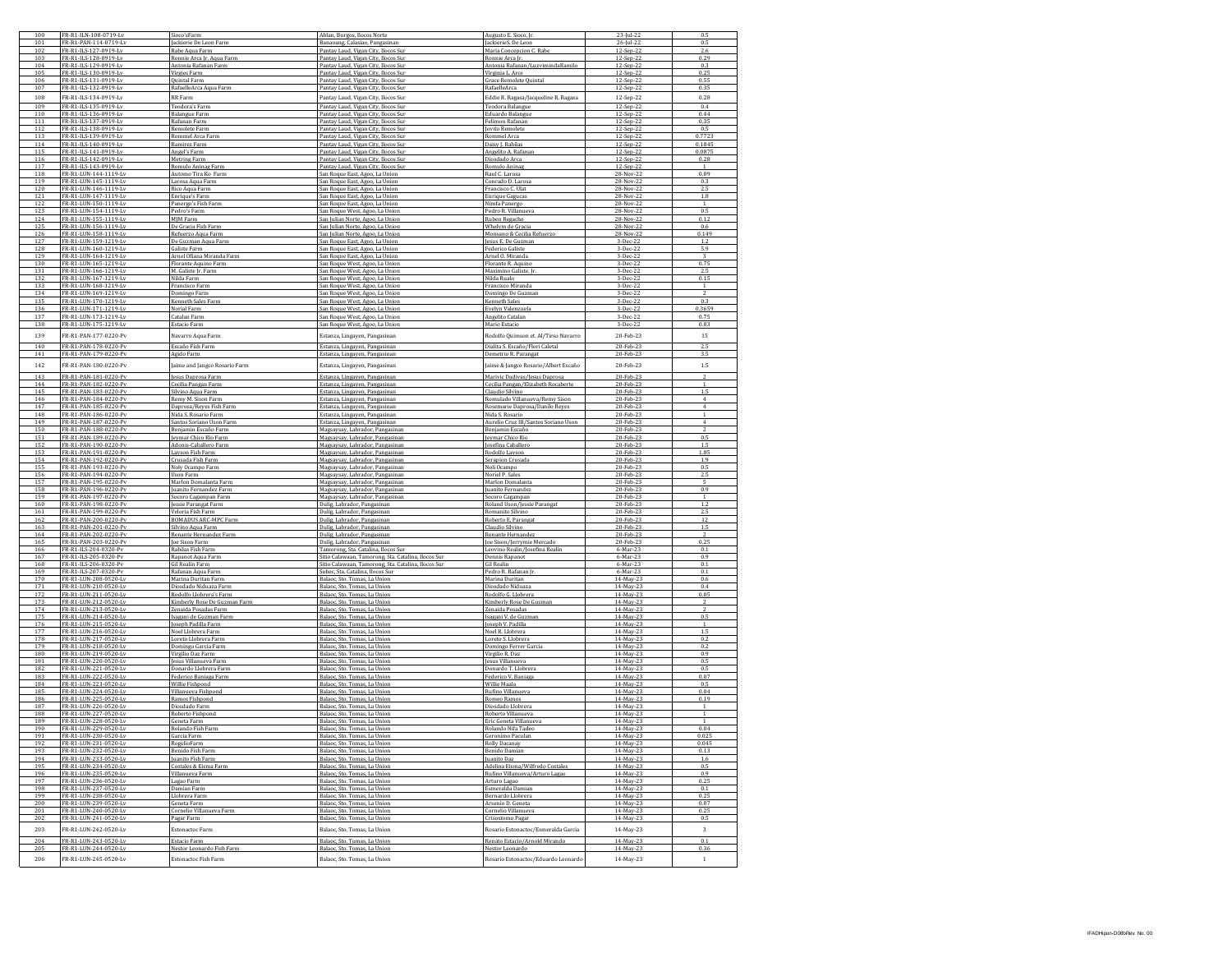| 100 | FR-R1-ILN-108-0719-Lv | Sioco'sFarm | Ablan, Burgos, Ilocos Norte | Augusto E. Sioco, Jr. | 23-Jul-22 | 0.5 |
|---|---|---|---|---|---|---|
| 101 | FR-R1-PAN-114-0719-Lv | Jackierie De Leon Farm | Banaoang, Calasiao, Pangasinan | JackierieS. De Leon | 26-Jul-22 | 0.5 |
| 102 | FR-R1-ILS-127-0919-Lv | Rabe Aqua Farm | Pantay Laud, Vigan City, Ilocos Sur | Maria Concepcion C. Rabe | 12-Sep-22 | 2.6 |
| 103 | FR-R1-ILS-128-0919-Lv | Ronnie Arca Jr. Aqua Farm | Pantay Laud, Vigan City, Ilocos Sur | Ronnie Arca Jr. | 12-Sep-22 | 0.29 |
| 104 | FR-R1-ILS-129-0919-Lv | Antonia Rafanan Farm | Pantay Laud, Vigan City, Ilocos Sur | Antonia Rafanan/LuzvimindaRamilo | 12-Sep-22 | 0.3 |
| 105 | FR-R1-ILS-130-0919-Lv | Virgies Farm | Pantay Laud, Vigan City, Ilocos Sur | Virginia L. Arce | 12-Sep-22 | 0.25 |
| 106 | FR-R1-ILS-131-0919-Lv | Quintal Farm | Pantay Laud, Vigan City, Ilocos Sur | Grace Remolete Quintal | 12-Sep-22 | 0.55 |
| 107 | FR-R1-ILS-132-0919-Lv | RafaelleArca Aqua Farm | Pantay Laud, Vigan City, Ilocos Sur | RafaelleArca | 12-Sep-22 | 0.35 |
| 108 | FR-R1-ILS-134-0919-Lv | RR Farm | Pantay Laud, Vigan City, Ilocos Sur | Eddie R. Ragasa/Jacqueline R. Ragasa | 12-Sep-22 | 0.28 |
| 109 | FR-R1-ILS-135-0919-Lv | Teodora's Farm | Pantay Laud, Vigan City, Ilocos Sur | Teodora Balangue | 12-Sep-22 | 0.4 |
| 110 | FR-R1-ILS-136-0919-Lv | Balangue Farm | Pantay Laud, Vigan City, Ilocos Sur | Eduardo Balangue | 12-Sep-22 | 0.44 |
| 111 | FR-R1-ILS-137-0919-Lv | Rafanan Farm | Pantay Laud, Vigan City, Ilocos Sur | Felimon Rafanan | 12-Sep-22 | 0.35 |
| 112 | FR-R1-ILS-138-0919-Lv | Remolete Farm | Pantay Laud, Vigan City, Ilocos Sur | Jovito Remolete | 12-Sep-22 | 0.5 |
| 113 | FR-R1-ILS-139-0919-Lv | Rommel Arca Farm | Pantay Laud, Vigan City, Ilocos Sur | Rommel Arca | 12-Sep-22 | 0.7723 |
| 114 | FR-R1-ILS-140-0919-Lv | Ramirez Farm | Pantay Laud, Vigan City, Ilocos Sur | Daisy J. Rabilas | 12-Sep-22 | 0.1845 |
| 115 | FR-R1-ILS-141-0919-Lv | Angel's Farm | Pantay Laud, Vigan City, Ilocos Sur | Angelito A. Rafanan | 12-Sep-22 | 0.0875 |
| 116 | FR-R1-ILS-142-0919-Lv | Metring Farm | Pantay Laud, Vigan City, Ilocos Sur | Diosdado Arca | 12-Sep-22 | 0.28 |
| 117 | FR-R1-ILS-143-0919-Lv | Romulo Aninag Farm | Pantay Laud, Vigan City, Ilocos Sur | Romulo Aninag | 12-Sep-22 | 1 |
| 118 | FR-R1-LUN-144-1119-Lv | Automo Tira Ko Farm | San Roque East, Agoo, La Union | Raul C. Larosa | 28-Nov-22 | 0.09 |
| 119 | FR-R1-LUN-145-1119-Lv | Larosa Aqua Farm | San Roque East, Agoo, La Union | Conrado D. Larosa | 28-Nov-22 | 0.3 |
| 120 | FR-R1-LUN-146-1119-Lv | Rico Aqua Farm | San Roque East, Agoo, La Union | Francisco C. Ulat | 28-Nov-22 | 2.5 |
| 121 | FR-R1-LUN-147-1119-Lv | Enrique's Farm | San Roque East, Agoo, La Union | Enrique Gagucas | 28-Nov-22 | 1.8 |
| 122 | FR-R1-LUN-150-1119-Lv | Panergo's Fish Farm | San Roque East, Agoo, La Union | Nimfa Panergo | 28-Nov-22 | 1 |
| 123 | FR-R1-LUN-154-1119-Lv | Pedro's Farm | San Roque West, Agoo, La Union | Pedro R. Villanueva | 28-Nov-22 | 0.5 |
| 124 | FR-R1-LUN-155-1119-Lv | MJM Farm | San Julian Norte, Agoo, La Union | Ruben Rogacho | 28-Nov-22 | 0.12 |
| 125 | FR-R1-LUN-156-1119-Lv | De Gracia Fish Farm | San Julian Norte, Agoo, La Union | Whelym de Gracia | 28-Nov-22 | 0.6 |
| 126 | FR-R1-LUN-158-1119-Lv | Refuerzo Aqua Farm | San Julian Norte, Agoo, La Union | Monsano & Cecilia Refuerzo | 28-Nov-22 | 0.149 |
| 127 | FR-R1-LUN-159-1219-Lv | De Guzman Aqua Farm | San Roque East, Agoo, La Union | Jesus E. De Guzman | 3-Dec-22 | 1.2 |
| 128 | FR-R1-LUN-160-1219-Lv | Galiste Farm | San Roque East, Agoo, La Union | Federico Galiste | 3-Dec-22 | 5.9 |
| 129 | FR-R1-LUN-164-1219-Lv | Arnel Oñana Miranda Farm | San Roque East, Agoo, La Union | Arnel O. Miranda | 3-Dec-22 | 3 |
| 130 | FR-R1-LUN-165-1219-Lv | Florante Aquino Farm | San Roque West, Agoo, La Union | Florante R. Aquino | 3-Dec-22 | 0.75 |
| 131 | FR-R1-LUN-166-1219-Lv | M. Galiste Jr. Farm | San Roque West, Agoo, La Union | Maximino Galiste, Jr. | 3-Dec-22 | 2.5 |
| 132 | FR-R1-LUN-167-1219-Lv | Nilda Farm | San Roque West, Agoo, La Union | Nilda Rualo | 3-Dec-22 | 0.15 |
| 133 | FR-R1-LUN-168-1219-Lv | Francisco Farm | San Roque West, Agoo, La Union | Francisco Miranda | 3-Dec-22 | 1 |
| 134 | FR-R1-LUN-169-1219-Lv | Domingo Farm | San Roque West, Agoo, La Union | Domingo De Guzman | 3-Dec-22 | 2 |
| 135 | FR-R1-LUN-170-1219-Lv | Kenneth Sales Farm | San Roque West, Agoo, La Union | Kenneth Sales | 3-Dec-22 | 0.3 |
| 136 | FR-R1-LUN-171-1219-Lv | Norial Farm | San Roque West, Agoo, La Union | Evelyn Valenzuela | 3-Dec-22 | 0.3659 |
| 137 | FR-R1-LUN-173-1219-Lv | Catalan Farm | San Roque West, Agoo, La Union | Angelito Catalan | 3-Dec-22 | 0.75 |
| 138 | FR-R1-LUN-175-1219-Lv | Estacio Farm | San Roque West, Agoo, La Union | Mario Estacio | 3-Dec-22 | 0.83 |
| 139 | FR-R1-PAN-177-0220-Pv | Navarro Aqua Farm | Estanza, Lingayen, Pangasinan | Rodolfo Quimson et. Al/Tirso Navarro | 20-Feb-23 | 15 |
| 140 | FR-R1-PAN-178-0220-Pv | Escaño Fish Farm | Estanza, Lingayen, Pangasinan | Dialita S. Escaño/Flori Caletal | 20-Feb-23 | 2.5 |
| 141 | FR-R1-PAN-179-0220-Pv | Agido Farm | Estanza, Lingayen, Pangasinan | Demetrio R. Parangat | 20-Feb-23 | 3.5 |
| 142 | FR-R1-PAN-180-0220-Pv | Jaime and Jangco Rosario Farm | Estanza, Lingayen, Pangasinan | Jaime & Jangco Rosario/Albert Escaño | 20-Feb-23 | 1.5 |
| 143 | FR-R1-PAN-181-0220-Pv | Jesus Daprosa Farm | Estanza, Lingayen, Pangasinan | Marivic Dadivas/Jesus Daprosa | 20-Feb-23 | 2 |
| 144 | FR-R1-PAN-182-0220-Pv | Cecilia Pangan Farm | Estanza, Lingayen, Pangasinan | Cecilia Pangan/Elizabeth Rocaberte | 20-Feb-23 | 1 |
| 145 | FR-R1-PAN-183-0220-Pv | Silvino Aqua Farm | Estanza, Lingayen, Pangasinan | Claudio Silvino | 20-Feb-23 | 1.5 |
| 146 | FR-R1-PAN-184-0220-Pv | Remy M. Sison Farm | Estanza, Lingayen, Pangasinan | Romulado Villanueva/Remy Sison | 20-Feb-23 | 4 |
| 147 | FR-R1-PAN-185-0220-Pv | Daprosa/Reyes Fish Farm | Estanza, Lingayen, Pangasinan | Rosemarie Daprosa/Danilo Reyes | 20-Feb-23 | 4 |
| 148 | FR-R1-PAN-186-0220-Pv | Nida S. Rosario Farm | Estanza, Lingayen, Pangasinan | Nida S. Rosario | 20-Feb-23 | 1 |
| 149 | FR-R1-PAN-187-0220-Pv | Santos Soriano Uson Farm | Estanza, Lingayen, Pangasinan | Aurelio Cruz III/Santos Soriano Uson | 20-Feb-23 | 4 |
| 150 | FR-R1-PAN-188-0220-Pv | Benjamin Escaño Farm | Magsaysay, Labrador, Pangasinan | Benjamin Escaño | 20-Feb-23 | 2 |
| 151 | FR-R1-PAN-189-0220-Pv | Jeymar Chico Rio Farm | Magsaysay, Labrador, Pangasinan | Jeymar Chico Rio | 20-Feb-23 | 0.5 |
| 152 | FR-R1-PAN-190-0220-Pv | Adonis-Caballero Farm | Magsaysay, Labrador, Pangasinan | Josefina Caballero | 20-Feb-23 | 1.5 |
| 153 | FR-R1-PAN-191-0220-Pv | Layson Fish Farm | Magsaysay, Labrador, Pangasinan | Rodolfo Layson | 20-Feb-23 | 1.85 |
| 154 | FR-R1-PAN-192-0220-Pv | Crusada Fish Farm | Magsaysay, Labrador, Pangasinan | Serapion Crusada | 20-Feb-23 | 1.9 |
| 155 | FR-R1-PAN-193-0220-Pv | Noly Ocampo Farm | Magsaysay, Labrador, Pangasinan | Noli Ocampo | 20-Feb-23 | 0.5 |
| 156 | FR-R1-PAN-194-0220-Pv | Uson Farm | Magsaysay, Labrador, Pangasinan | Noriel P. Sales | 20-Feb-23 | 2.5 |
| 157 | FR-R1-PAN-195-0220-Pv | Marlon Domalanta Farm | Magsaysay, Labrador, Pangasinan | Marlon Domalanta | 20-Feb-23 | 5 |
| 158 | FR-R1-PAN-196-0220-Pv | Juanito Fernandez Farm | Magsaysay, Labrador, Pangasinan | Juanito Fernandez | 20-Feb-23 | 0.9 |
| 159 | FR-R1-PAN-197-0220-Pv | Socoro Cagampan Farm | Magsaysay, Labrador, Pangasinan | Socoro Cagampan | 20-Feb-23 | 1 |
| 160 | FR-R1-PAN-198-0220-Pv | Jessie Parangat Farm | Dulig, Labrador, Pangasinan | Roland Uson/Jessie Parangat | 20-Feb-23 | 1.2 |
| 161 | FR-R1-PAN-199-0220-Pv | Veloria Fish Farm | Dulig, Labrador, Pangasinan | Romanito Silvino | 20-Feb-23 | 2.5 |
| 162 | FR-R1-PAN-200-0220-Pv | BOMADUS ARC-MPC Farm | Dulig, Labrador, Pangasinan | Roberto E. Parangat | 20-Feb-23 | 12 |
| 163 | FR-R1-PAN-201-0220-Pv | Silvino Aqua Farm | Dulig, Labrador, Pangasinan | Claudio Silvino | 20-Feb-23 | 1.5 |
| 164 | FR-R1-PAN-202-0220-Pv | Renante Hernandez Farm | Dulig, Labrador, Pangasinan | Renante Hernandez | 20-Feb-23 | 2 |
| 165 | FR-R1-PAN-203-0220-Pv | Joe Sison Farm | Dulig, Labrador, Pangasinan | Joe Sison/Jerrymie Mercado | 20-Feb-23 | 0.25 |
| 166 | FR-R1-ILS-204-0320-Pv | Rabilas Fish Farm | Tamorong, Sta. Catalina, Ilocos Sur | Leovino Realin/Josefina Realin | 6-Mar-23 | 0.1 |
| 167 | FR-R1-ILS-205-0320-Pv | Rapanot Aqua Farm | Sitio Calawaan, Tamorong, Sta. Catalina, Ilocos Sur | Dennis Rapanot | 6-Mar-23 | 0.9 |
| 168 | FR-R1-ILS-206-0320-Pv | Gil Realin Farm | Sitio Calawaan, Tamorong, Sta. Catalina, Ilocos Sur | Gil Realin | 6-Mar-23 | 0.1 |
| 169 | FR-R1-ILS-207-0320-Pv | Rafanan Aqua Farm | Subec, Sta. Catalina, Ilocos Sur | Pedro R. Rafanan Jr. | 6-Mar-23 | 0.1 |
| 170 | FR-R1-LUN-208-0520-Lv | Marina Duritan Farm | Balaoc, Sto. Tomas, La Union | Marina Duritan | 14-May-23 | 0.6 |
| 171 | FR-R1-LUN-210-0520-Lv | Diosdado Niduaza Farm | Balaoc, Sto. Tomas, La Union | Diosdado Niduaza | 14-May-23 | 0.4 |
| 172 | FR-R1-LUN-211-0520-Lv | Rodolfo Llobrera's Farm | Balaoc, Sto. Tomas, La Union | Rodolfo G. Llobrera | 14-May-23 | 0.05 |
| 173 | FR-R1-LUN-212-0520-Lv | Kimberly Rose De Guzman Farm | Balaoc, Sto. Tomas, La Union | Kimberly Rose De Guzman | 14-May-23 | 2 |
| 174 | FR-R1-LUN-213-0520-Lv | Zenaida Posadas Farm | Balaoc, Sto. Tomas, La Union | Zenaida Posadas | 14-May-23 | 2 |
| 175 | FR-R1-LUN-214-0520-Lv | Isagani de Guzman Farm | Balaoc, Sto. Tomas, La Union | Isagani V. de Guzman | 14-May-23 | 0.5 |
| 176 | FR-R1-LUN-215-0520-Lv | Joseph Padilla Farm | Balaoc, Sto. Tomas, La Union | Joseph V. Padilla | 14-May-23 | 1 |
| 177 | FR-R1-LUN-216-0520-Lv | Noel Llobrera Farm | Balaoc, Sto. Tomas, La Union | Noel R. Llobrera | 14-May-23 | 1.5 |
| 178 | FR-R1-LUN-217-0520-Lv | Loreto Llobrera Farm | Balaoc, Sto. Tomas, La Union | Loreto S. Llobrera | 14-May-23 | 0.2 |
| 179 | FR-R1-LUN-218-0520-Lv | Domingo Garcia Farm | Balaoc, Sto. Tomas, La Union | Domingo Ferrer Garcia | 14-May-23 | 0.2 |
| 180 | FR-R1-LUN-219-0520-Lv | Virgilio Daz Farm | Balaoc, Sto. Tomas, La Union | Virgilio R. Daz | 14-May-23 | 0.9 |
| 181 | FR-R1-LUN-220-0520-Lv | Jesus Villanueva Farm | Balaoc, Sto. Tomas, La Union | Jesus Villanueva | 14-May-23 | 0.5 |
| 182 | FR-R1-LUN-221-0520-Lv | Donardo Llobrera Farm | Balaoc, Sto. Tomas, La Union | Donardo T. Llobrera | 14-May-23 | 0.5 |
| 183 | FR-R1-LUN-222-0520-Lv | Federico Baniaga Farm | Balaoc, Sto. Tomas, La Union | Federico V. Baniaga | 14-May-23 | 0.07 |
| 184 | FR-R1-LUN-223-0520-Lv | Willie Fishpond | Balaoc, Sto. Tomas, La Union | Willie Maala | 14-May-23 | 0.5 |
| 185 | FR-R1-LUN-224-0520-Lv | Villanueva Fishpond | Balaoc, Sto. Tomas, La Union | Rufino Villanueva | 14-May-23 | 0.04 |
| 186 | FR-R1-LUN-225-0520-Lv | Ramos Fishpond | Balaoc, Sto. Tomas, La Union | Romeo Ramos | 14-May-23 | 0.19 |
| 187 | FR-R1-LUN-226-0520-Lv | Diosdado Farm | Balaoc, Sto. Tomas, La Union | Diosdado Llobrera | 14-May-23 | 1 |
| 188 | FR-R1-LUN-227-0520-Lv | Roberto Fishpond | Balaoc, Sto. Tomas, La Union | Roberto Villanueva | 14-May-23 | 1 |
| 189 | FR-R1-LUN-228-0520-Lv | Geneta Farm | Balaoc, Sto. Tomas, La Union | Eric Geneta Villanueva | 14-May-23 | 1 |
| 190 | FR-R1-LUN-229-0520-Lv | Rolando Fish Farm | Balaoc, Sto. Tomas, La Union | Rolando Nifa Tadeo | 14-May-23 | 0.04 |
| 191 | FR-R1-LUN-230-0520-Lv | Garcia Farm | Balaoc, Sto. Tomas, La Union | Geronimo Paculan | 14-May-23 | 0.025 |
| 192 | FR-R1-LUN-231-0520-Lv | RogelioFarm | Balaoc, Sto. Tomas, La Union | Rolly Dacanay | 14-May-23 | 0.045 |
| 193 | FR-R1-LUN-232-0520-Lv | Benido Fish Farm | Balaoc, Sto. Tomas, La Union | Benido Damian | 14-May-23 | 0.13 |
| 194 | FR-R1-LUN-233-0520-Lv | Juanito Fish Farm | Balaoc, Sto. Tomas, La Union | Juanito Daz | 14-May-23 | 1.6 |
| 195 | FR-R1-LUN-234-0520-Lv | Costales & Eisma Farm | Balaoc, Sto. Tomas, La Union | Adelina Eisma/Wilfredo Costales | 14-May-23 | 0.5 |
| 196 | FR-R1-LUN-235-0520-Lv | Villanueva Farm | Balaoc, Sto. Tomas, La Union | Rufino Villanueva/Arturo Lagao | 14-May-23 | 0.9 |
| 197 | FR-R1-LUN-236-0520-Lv | Lagao Farm | Balaoc, Sto. Tomas, La Union | Arturo Lagao | 14-May-23 | 0.25 |
| 198 | FR-R1-LUN-237-0520-Lv | Damian Farm | Balaoc, Sto. Tomas, La Union | Esmeralda Damian | 14-May-23 | 0.1 |
| 199 | FR-R1-LUN-238-0520-Lv | Llobrera Farm | Balaoc, Sto. Tomas, La Union | Bernardo Llobrera | 14-May-23 | 0.25 |
| 200 | FR-R1-LUN-239-0520-Lv | Geneta Farm | Balaoc, Sto. Tomas, La Union | Arsenio D. Geneta | 14-May-23 | 0.07 |
| 201 | FR-R1-LUN-240-0520-Lv | Cornelio Villanueva Farm | Balaoc, Sto. Tomas, La Union | Cornelio Villanueva | 14-May-23 | 0.25 |
| 202 | FR-R1-LUN-241-0520-Lv | Pagar Farm | Balaoc, Sto. Tomas, La Union | Crisostomo Pagar | 14-May-23 | 0.5 |
| 203 | FR-R1-LUN-242-0520-Lv | Estonactoc Farm | Balaoc, Sto. Tomas, La Union | Rosario Estonactoc/Esmeralda Garcia | 14-May-23 | 3 |
| 204 | FR-R1-LUN-243-0520-Lv | Estacio Farm | Balaoc, Sto. Tomas, La Union | Renato Estacio/Arnold Mirando | 14-May-23 | 0.1 |
| 205 | FR-R1-LUN-244-0520-Lv | Nestor Leonardo Fish Farm | Balaoc, Sto. Tomas, La Union | Nestor Leonardo | 14-May-23 | 0.36 |
| 206 | FR-R1-LUN-245-0520-Lv | Estonactoc Fish Farm | Balaoc, Sto. Tomas, La Union | Rosario Estonactoc/Eduardo Leonardo | 14-May-23 | 1 |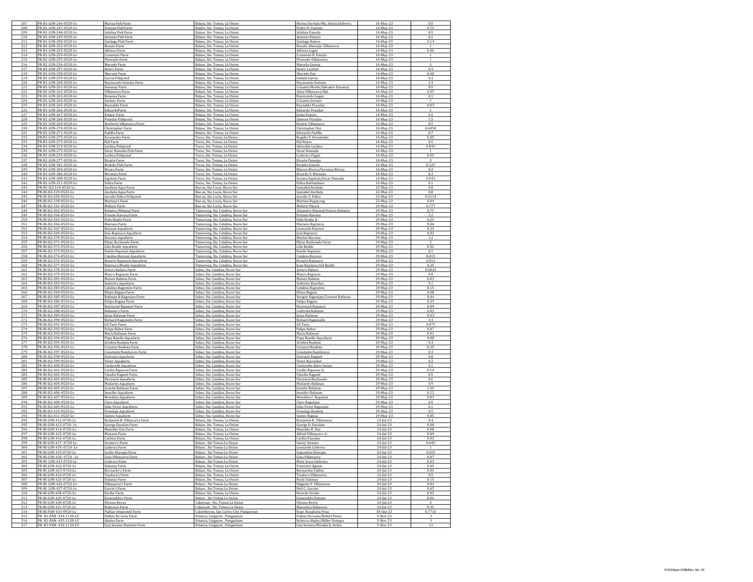| 207 | FR-R1-LUN-246-0520-Lv | Marisa Fish Farm | Balaoc, Sto. Tomas, La Union | Marisa Duritan/Ma. Anicia Llobrera | 14-May-23 | 0.5 |
|---|---|---|---|---|---|---|
| 208 | FR-R1-LUN-247-0520-Lv | Damian Fish Farm | Balaoc, Sto. Tomas, La Union | Pedro N. Damian | 14-May-23 | 0.75 |
| 209 | FR-R1-LUN-248-0520-Lv | Adelina Fish Farm | Balaoc, Sto. Tomas, La Union | Adelina Paneda | 14-May-23 | 0.5 |
| 210 | FR-R1-LUN-249-0520-Lv | Antonio Fish Farm | Balaoc, Sto. Tomas, La Union | Antonio Estacio | 14-May-23 | 0.1 |
| 211 | FR-R1-LUN-250-0520-Lv | Santiago Fish Farm | Balaoc, Sto. Tomas, La Union | Santiago Ramos | 14-May-23 | 0.14 |
| 212 | FR-R1-LUN-252-0520-Lv | Renato Farm | Balaoc, Sto. Tomas, La Union | Renato Abenojar Villanueva | 14-May-23 | 1 |
| 213 | FR-R1-LUN-253-0520-Lv | Alfonso Farm | Balaoc, Sto. Tomas, La Union | Alfonso Lagao | 14-May-23 | 0.06 |
| 214 | FR-R1-LUN-254-0520-Lv | Cresencio Farm | Balaoc, Sto. Tomas, La Union | Cresencio R. Estacio | 14-May-23 | 1 |
| 215 | FR-R1-LUN-255-0520-Lv | Florendo Farm | Balaoc, Sto. Tomas, La Union | Florendo Villanueva | 14-May-23 | 1 |
| 216 | FR-R1-LUN-256-0520-Lv | Marcelo Farm | Balaoc, Sto. Tomas, La Union | Marcelo Geneta | 14-May-23 | 3 |
| 217 | FR-R1-LUN-257-0520-Lv | Henry Farm | Balaoc, Sto. Tomas, La Union | Henry Lacebal | 14-May-23 | 0.9 |
| 218 | FR-R1-LUN-258-0520-Lv | Sherwin Farm | Balaoc, Sto. Tomas, La Union | Sherwin Daz | 14-May-23 | 0.48 |
| 219 | FR-R1-LUN-259-0520-Lv | Garcia Fishpond | Balaoc, Sto. Tomas, La Union | Isabelo Garcia | 14-May-23 | 0.3 |
| 220 | FR-R1-LUN-260-0520-Lv | Raymundo Damian Farm | Balaoc, Sto. Tomas, La Union | Raymundo Damian | 14-May-23 | 1.3 |
| 221 | FR-R1-LUN-261-0520-Lv | Dacanay Farm | Balaoc, Sto. Tomas, La Union | Crisanto Monte/Salvador Dacanay | 14-May-23 | 0.5 |
| 222 | FR-R1-LUN-262-0520-Lv | Villanueva Farm | Balaoc, Sto. Tomas, La Union | Alma Villanueva Ulat | 14-May-23 | 0.05 |
| 223 | FR-R1-LUN-263-0520-Lv | Benema Farm | Balaoc, Sto. Tomas, La Union | Bienvenido Lagao | 14-May-23 | 0.1 |
| 224 | FR-R1-LUN-264-0520-Lv | Soriano Farm | Balaoc, Sto. Tomas, La Union | Crisanto Soriano | 14-May-23 | 1 |
| 225 | FR-R1-LUN-265-0520-Lv | Reynaldo Farm | Balaoc, Sto. Tomas, La Union | Reynaldo Pozadas | 14-May-23 | 0.03 |
| 226 | FR-R1-LUN-266-0520-Lv | EduardoFarm | Balaoc, Sto. Tomas, La Union | Eduardo Pozadas | 14-May-23 | 1 |
| 227 | FR-R1-LUN-267-0520-Lv | Estacio Farm | Balaoc, Sto. Tomas, La Union | Jaime Estacio | 14-May-23 | 0.5 |
| 228 | FR-R1-LUN-268-0520-Lv | Posadas Fishpond | Balaoc, Sto. Tomas, La Union | Samson Posadas | 14-May-23 | 1.5 |
| 229 | FR-R1-LUN-269-0520-Lv | Norberto Villanueva Farm | Balaoc, Sto. Tomas, La Union | Beatriz Villanueva | 14-May-23 | 0.5 |
| 230 | FR-R1-LUN-270-0520-Lv | Christopher Farm | Balaoc, Sto. Tomas, La Union | Christopher Daz | 14-May-23 | 0.6058 |
| 231 | FR-R1-LUN-271-0520-Lv | Padilla Farm | Balaoc, Sto. Tomas, La Union | Edwardo Padilla | 14-May-23 | 0.7 |
| 232 | FR-R1-LUN-272-0520-Lv | Fernandez Farm | Tococ, Sto. Tomas, La Union | Rogelio T. Fernandez | 14-May-23 | 0.05 |
| 233 | FR-R1-LUN-273-0520-Lv | Kid Farm | Tococ, Sto. Tomas, La Union | Kid Reyes | 14-May-23 | 0.5 |
| 234 | FR-R1-LUN-274-0520-Lv | Lachica Fishpond | Tococ, Sto. Tomas, La Union | Adorable Lachica | 14-May-23 | 0.845 |
| 235 | FR-R1-LUN-275-0520-Lv | Oscar Hamada Fish Farm | Tococ, Sto. Tomas, La Union | Oscar Hamada | 14-May-23 | 1 |
| 236 | FR-R1-LUN-276-0520-Lv | Lachica Fishpond | Tococ, Sto. Tomas, La Union | Lodevico Pagan | 14-May-23 | 0.05 |
| 237 | FR-R1-LUN-277-0520-Lv | Ricarte Farm | Tococ, Sto. Tomas, La Union | Ricarte Panergo | 14-May-23 | 3 |
| 238 | FR-R1-LUN-301-0520-Lv | Rodelio Fish Farm | Tococ, Sto. Tomas, La Union | Rodelio Estacio | 14-May-23 | 0.125 |
| 239 | FR-R1-LUN-304-0520-Lv | Rivera Farm | Tococ, Sto. Tomas, La Union | Marcos Rivera/Veronica Rivera | 14-May-23 | 0.3 |
| 240 | FR-R1-LUN-306-0520-Lv | Miranda Farm | Tococ, Sto. Tomas, La Union | Ricardo V. Miranda | 14-May-23 | 0.3 |
| 241 | FR-R1-LUN-308-0520-Lv | Sapitula Farm | Tococ, Sto. Tomas, La Union | Susana Sapitula/Oscar Hamada | 14-May-23 | 0.035 |
| 242 | FR-R1-LUN-311-0520-Lv | Feliza Farm | Tococ, Sto. Tomas, La Union | Feliza Barbachano | 14-May-23 | 0.1 |
| 243 | FR-RI-ILS-318-0520-Lv | Ancheta Aqua Farm | Bao-as, Sta. Lucia, Ilocos Sur | Gamaliel Ancheta | 22-May-23 | 0.8 |
| 244 | FR-RI-ILS-329-0520-Lv | Ancheta Aqua Farm | Bao-as, Sta. Lucia, Ilocos Sur | Gamaliel Ancheta | 22-May-23 | 0.8 |
| 245 | FR-RI-ILS-336-0520-Lv | Aurelio Fabro Fishpond | Bao-as, Sta. Lucia, Ilocos Sur | Aurelio S. Fabro | 22-May-23 | 0.3114 |
| 246 | FR-RI-ILS-338-0520-Lv | Martina's Farm | Bao-as, Sta. Lucia, Ilocos Sur | Martina Bugayong | 22-May-23 | 0.04 |
| 247 | FR-RI-ILS-341-0520-Lv | Melecio Farm | Bao-as, Sta. Lucia, Ilocos Sur | Melecio Viloria | 29-May-23 | 0.777 |
| 248 | FR-RI-ILS-363-0520-Lv | Rabaino/Ritamal Farm | Tamurong, Sta. Catalina, Ilocos Sur | Alejandro Ritamal/Dennis Rabaino | 29-May-23 | 0.75 |
| 249 | FR-RI-ILS-364-0520-Lv | Ernesto Ravena Farm | Tamurong, Sta. Catalina, Ilocos Sur | Ernesto Ravena | 29-May-23 | 2.2 |
| 250 | FR-RI-ILS-365-0520-Lv | Felix Realin Farm | Tamurong, Sta. Catalina, Ilocos Sur | Felix Realin Jr. | 29-May-23 | 0.25 |
| 251 | FR-RI-ILS-366-0520-Lv | Mariano Farm | Tamurong, Sta. Catalina, Ilocos Sur | Mariano Rapisura | 29-May-23 | 0.06 |
| 252 | FR-RI-ILS-367-0520-Lv | Reynon Aquafarm | Tamurong, Sta. Catalina, Ilocos Sur | Leonardo Reynon | 29-May-23 | 0.24 |
| 253 | FR-RI-ILS-369-0520-Lv | Jose Rapisura Aquafarm | Tamurong, Sta. Catalina, Ilocos Sur | Jose Rapisura | 29-May-23 | 0.02 |
| 254 | FR-RI-ILS-370-0520-Lv | Racoma Aquafarm | Tamurong, Sta. Catalina, Ilocos Sur | Marlon Racoma | 29-May-23 | 1.2 |
| 255 | FR-RI-ILS-371-0520-Lv | Elizar Reclusado Farm | Tamurong, Sta. Catalina, Ilocos Sur | Elizar Reclusado Farm | 29-May-23 | 2 |
| 256 | FR-RI-ILS-372-0520-Lv | Lilia Realin Aquafarm | Tamurong, Sta. Catalina, Ilocos Sur | Lilia Realin | 29-May-23 | 0.02 |
| 257 | FR-RI-ILS-373-0520-Lv | Danilo Rapanut Aquafarm | Tamurong, Sta. Catalina, Ilocos Sur | Danilo Rapanut | 29-May-23 | 0.1 |
| 258 | FR-RI-ILS-374-0520-Lv | Catalina Reynon Aquafarm | Tamurong, Sta. Catalina, Ilocos Sur | Catalina Reynon | 29-May-23 | 0.015 |
| 259 | FR-RI-ILS-376-0520-Lv | Rosario Rapisura Aquafarm | Tamurong, Sta. Catalina, Ilocos Sur | Rosario Rapisura | 29-May-23 | 0.015 |
| 260 | FR-RI-ILS-377-0520-Lv | Rapisura/Realin Aquafarm | Tamurong, Sta. Catalina, Ilocos Sur | Juan Rapisura/Gil Realin | 29-May-23 | 0.25 |
| 261 | FR-RI-ILS-378-0520-Lv | Arturo Rabara Farm | Subec, Sta. Catalina, Ilocos Sur | Arturo Rabara | 29-May-23 | 0.0024 |
| 262 | FR-RI-ILS-379-0520-Lv | Mauro Rapacon Farm | Subec, Sta. Catalina, Ilocos Sur | Mauro Rapacon | 29-May-23 | 0.8 |
| 263 | FR-RI-ILS-381-0520-Lv | Moises Rabena Farm | Subec, Sta. Catalina, Ilocos Sur | Moises Rabena | 29-May-23 | 0.03 |
| 264 | FR-RI-ILS-382-0520-Lv | Sederino Aquafarm | Subec, Sta. Catalina, Ilocos Sur | Sederino Ranchez | 29-May-23 | 0.1 |
| 265 | FR-RI-ILS-383-0520-Lv | Catalino Ragonton Farm | Subec, Sta. Catalina, Ilocos Sur | Catalino Ragonton | 29-May-23 | 0.15 |
| 266 | FR-RI-ILS-384-0520-Lv | Eliseo Ragasa Farm | Subec, Sta. Catalina, Ilocos Sur | Eliseo Ragasa | 29-May-23 | 0.08 |
| 267 | FR-RI-ILS-385-0520-Lv | Rafanan & Ragonjan Farm | Subec, Sta. Catalina, Ilocos Sur | Serapio Ragonjan/Carmen Rafanan | 29-May-23 | 0.04 |
| 268 | FR-RI-ILS-386-0520-Lv | Felipa Ragasa Farm | Subec, Sta. Catalina, Ilocos Sur | Felipa Ragasa | 29-May-23 | 0.25 |
| 269 | FR-RI-ILS-387-0520-Lv | Raymund Rapanut Farm | Subec, Sta. Catalina, Ilocos Sur | Raymund Rapanut | 29-May-23 | 0.09 |
| 270 | FR-RI-ILS-388-0520-Lv | Rafanan's Farm | Subec, Sta. Catalina, Ilocos Sur | Ludivina Rafanan | 29-May-23 | 0.02 |
| 271 | FR-RI-ILS-389-0520-Lv | Jesus Rafanan Farm | Subec, Sta. Catalina, Ilocos Sur | Jesus Rafanan | 29-May-23 | 0.03 |
| 272 | FR-RI-ILS-390-0520-Lv | Richard Raguindin Farm | Subec, Sta. Catalina, Ilocos Sur | Richard Raguindin | 29-May-23 | 0.3 |
| 273 | FR-RI-ILS-391-0520-Lv | Gil Tacis Farm | Subec, Sta. Catalina, Ilocos Sur | Gil Tacis | 29-May-23 | 0.075 |
| 274 | FR-RI-ILS-392-0520-Lv | Felipe Rabot Farm | Subec, Sta. Catalina, Ilocos Sur | Felipe Rabot | 29-May-23 | 0.07 |
| 275 | FR-RI-ILS-393-0520-Lv | Maria Rafanan Farm | Subec, Sta. Catalina, Ilocos Sur | Maria Rafanan | 29-May-23 | 0.01 |
| 276 | FR-RI-ILS-394-0520-Lv | Pepe Ramilo Aquafarm | Subec, Sta. Catalina, Ilocos Sur | Pepe Ramilo Aquafarm | 29-May-23 | 0.08 |
| 277 | FR-RI-ILS-395-0520-Lv | Avelina Realista Farm | Subec, Sta. Catalina, Ilocos Sur | Avelina Realista | 29-May-23 | 0.3 |
| 278 | FR-RI-ILS-396-0520-Lv | Corazon Realista Farm | Subec, Sta. Catalina, Ilocos Sur | Corazon Realista | 29-May-23 | 0.25 |
| 279 | FR-RI-ILS-397-0520-Lv | Constante Ramboyon Farm | Subec, Sta. Catalina, Ilocos Sur | Constante Ramboyon | 29-May-23 | 0.3 |
| 280 | FR-RI-ILS-398-0520-Lv | Eutropia Aquafarm | Subec, Sta. Catalina, Ilocos Sur | Eutropia Raganit | 29-May-23 | 0.8 |
| 281 | FR-RI-ILS-399-0520-Lv | Victor Aquafarm | Subec, Sta. Catalina, Ilocos Sur | Victor Raccachot | 29-May-23 | 0.2 |
| 282 | FR-RI-ILS-400-0520-Lv | Cinderella Aquafarm | Subec, Sta. Catalina, Ilocos Sur | Cinderella delos Santos | 29-May-23 | 0.1 |
| 283 | FR-RI-ILS-401-0520-Lv | Cecilio Rapacon Farm | Subec, Sta. Catalina, Ilocos Sur | Cecilio Rapacon Jr. | 29-May-23 | 0.14 |
| 284 | FR-RI-ILS-402-0520-Lv | Claudia Raganit Farm | Subec, Sta. Catalina, Ilocos Sur | Claudia Raganit | 29-May-23 | 0.5 |
| 285 | FR-RI-ILS-403-0520-Lv | Florencia Aquafarm | Subec, Sta. Catalina, Ilocos Sur | Florencia Reclusado | 29-May-23 | 0.6 |
| 286 | FR-RI-ILS-404-0520-Lv | Medardo Aquafarm | Subec, Sta. Catalina, Ilocos Sur | Medardo Rafanan | 29-May-23 | 0.9 |
| 287 | FR-RI-ILS-405-0520-Lv | Juanito Rafanan Farm | Subec, Sta. Catalina, Ilocos Sur | Juanito Rafanan | 29-May-23 | 1.55 |
| 288 | FR-RI-ILS-406-0520-Lv | Jennifer Aquafarm | Subec, Sta. Catalina, Ilocos Sur | Jennifer Rafanan | 29-May-23 | 0.12 |
| 289 | FR-RI-ILS-407-0520-Lv | Monaliza Aquafarm | Subec, Sta. Catalina, Ilocos Sur | Monaliza C. Rapanut | 29-May-23 | 0.03 |
| 290 | FR-RI-ILS-408-0520-Lv | Claro Aquafarm | Subec, Sta. Catalina, Ilocos Sur | Claro Ragonjan | 29-May-23 | 0.5 |
| 291 | FR-RI-ILS-409-0520-Lv | John Victor Aquafarm | Subec, Sta. Catalina, Ilocos Sur | John Victor Ragunjan | 29-May-23 | 0.1 |
| 292 | FR-RI-ILS-410-0520-Lv | Dominga Aquafarm | Subec, Sta. Catalina, Ilocos Sur | Dominga Realista | 29-May-23 | 0.5 |
| 293 | FR-RI-ILS-411-0520-Lv | Santos Aquafarm | Subec, Sta. Catalina, Ilocos Sur | Santos Ragasa | 29-May-23 | 0.05 |
| 294 | FR-RI-LUN-412-0720-Lv | Benjamin B. Villanueva Farm | Balaoc, Sto. Tomas, La Union | Benjamin B. Villanueva | 24-Jul-23 | 0.4 |
| 295 | FR-RI-LUN-413-0720- Lv | George Daculan Farm | Balaoc, Sto. Tomas, La Union | George D. Daculan | 24-Jul-23 | 0.08 |
| 296 | FR-RI-LUN-414-0720-Lv | Manolito Daz Farm | Balaoc, Sto. Tomas, La Union | Manolito R. Daz | 24-Jul-23 | 0.08 |
| 297 | FR-RI-LUN-415-0720-Lv | Manaois Farm | Balaoc, Sto. Tomas, La Union | Alfred Villanueva Jr. | 24-Jul-23 | 0.09 |
| 298 | FR-RI-LUN-416-0720-Lv | Carlitos Farm | Balaoc, Sto. Tomas, La Union | Carlito Pasodas | 24-Jul-23 | 0.02 |
| 299 | FR-RI-LUN-417-0720-Lv | Soriano's Farm | Balaoc , Sto Tomas La Union | Sonny Soriano | 24-Jul-23 | 0.045 |
| 300 | FR-RI-LUN-418 -0720 -Lv | Liabrera Farm | Balaoc , Sto Tomas La Union | Leonardo Llobrera | 24-Jul-23 | 1 |
| 301 | FR-RI-LUN-419-0720-Lv | Jeolito Repugia Farm | Balaoc , Sto Tomas La Union | Segundina Repugia | 24-Jul-23 | 0.025 |
| 302 | FR-RI-LUN-420- 0720 - Lv | Gina Villanueva Farm | Balaoc , Sto Tomas La Union | Gina Villanueva | 24-Jul-23 | 0.07 |
| 303 | FR-RI- LUN-421-0720-Lv | Llobrera Farm | Balaoc , Sto Tomas La Union | Mary Joyce Llobrera | 24-Jul-23 | 0.03 |
| 304 | FR-RI-LUN-422-0720-Lv | Dalanay Farm | Balaoc, Sto. Tomas, La Union | Francisco Agasas | 24-Jul-23 | 0.05 |
| 305 | FR-RI-LUN-423-0720-Lv | Bernardo's Farm | Balaoc, Sto. Tomas, La Union | Bernardos Valdez | 24-Jul-23 | 0.06 |
| 306 | FR-RI-LUN-424-0720-Lv | Teodoro's Farm | Balaoc, Sto. Tomas, La Union | Teodoro Villanueva | 24-Jul-23 | 0.5 |
| 307 | FR-RI-LUN-425-0720-Lv | Dalanay Farm | Balaoc, Sto. Tomas, La Union | Rudy Dalanay | 24-Jul-23 | 0.15 |
| 308 | FR-RI- LUN-426-0720-Lv | Villanueva's Farm | Balaoc , Sto Tomas La Union | Edgardo F. Villanueva | 24-Jul-23 | 0.03 |
| 309 | FR-RI- LUN-427-0720-Lv | Garcia's Farm | Balaoc , Sto Tomas La Union | Noli C. Garcias | 24-Jul-23 | 0.65 |
| 310 | FR-RI-LUN-428-0720-Lv | Ferder Farm | Balaoc, Sto. Tomas, La Union | Ricardo Ferder | 24-Jul-23 | 0.05 |
| 311 | FR-RI-LUN-429-0720-Lv | Esmeralda's Farm | Balaoc , Sto Tomas La Union | Esmeralda Damian | 24-Jul-23 | 0.06 |
| 312 | FR-RI-LUN-430-0720-Lv | Ulysses Reyes | Cabaruan , Sto, Tomas La Union | Ulysses Reyes | 24-Jul-23 | 2 |
| 313 | FR-RI-LUN-431-0720-Lv | Balmores Farm | Cabaruan , Sto, Tomas La Union | Marcelino Balmores | 24-Jul-23 | 0.35 |
| 314 | FR-RI-PAN-433-0920-Lv | Padlan Integrated Farm | Calomboyan, San Carlos City, Pangasinan | Engr. Rosalinda Frias | 30-Sep-23 | 0.7716 |
| 315 | FR- R1-PAN- 434-1120-LV | Dalton De Leon Farm | Estanza, Lingayen , Pangasinan | Dalton De Leon/Robert Perez | 5-Nov-23 | 3 |
| 316 | FR- R1-PAN- 435-1120-LV | Abalos Farm | Estanza, Lingayen , Pangasinan | Rebecca Abalos/Miller Ocampo | 5-Nov-23 | 5 |
| 317 | FR- R1-PAN- 436-1120-LV | Lisa Soriano Bautista Farm | Estanza, Lingayen , Pangasinan | Lisa Soriano/Rosalia Q. Aviles | 5-Nov-23 | 25 |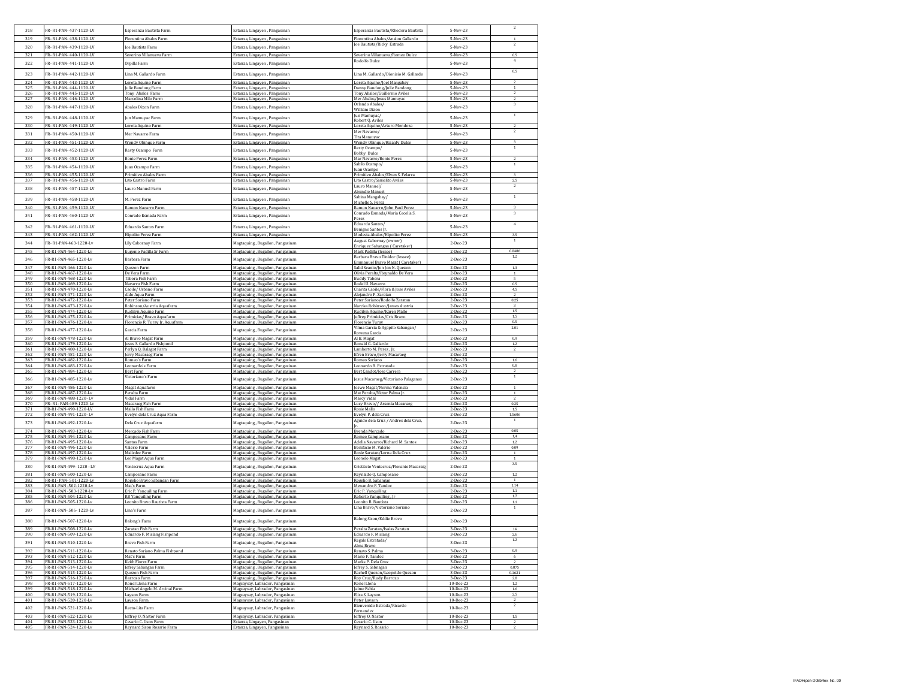| 318 | FR-R1-PAN-437-1120-LV | Esperanza Bautista Farm | Estanza, Lingayen , Pangasinan | Esperanza Bautista/Rhodora Bautista | 5-Nov-23 | 2 |
|---|---|---|---|---|---|---|
| 319 | FR-R1-PAN-438-1120-LV | Florentina Abalos Farm | Estanza, Lingayen , Pangasinan | Florentina Abalos/Analou Gallardo | 5-Nov-23 | 1 |
| 320 | FR-R1-PAN-439-1120-LV | Joe Bautista Farm | Estanza, Lingayen , Pangasinan | Joe Bautista/Ricky Estrada | 5-Nov-23 | 2 |
| 321 | FR-R1-PAN-440-1120-LV | Severino Villanueva Farm | Estanza, Lingayen , Pangasinan | Severino Villanueva/Romeo Dulce | 5-Nov-23 | 0.5 |
| 322 | FR-R1-PAN-441-1120-LV | Orpilla Farm | Estanza, Lingayen , Pangasinan | Rodolfo Dulce | 5-Nov-23 | 4 |
| 323 | FR-R1-PAN-442-1120-LV | Lina M. Gallardo Farm | Estanza, Lingayen , Pangasinan | Lina M. Gallardo/Dionisio M. Gallardo | 5-Nov-23 | 0.5 |
| 324 | FR-R1-PAN-443-1120-LV | Loreta Aquino Farm | Estanza, Lingayen , Pangasinan | Loreta Aquino/Joel Mangabay | 5-Nov-23 | 2 |
| 325 | FR-R1-PAN-444-1120-LV | Julie Bandong Farm | Estanza, Lingayen , Pangasinan | Danny Bandong/Julie Bandong | 5-Nov-23 | 1 |
| 326 | FR-R1-PAN-445-1120-LV | Tony Abalos Farm | Estanza, Lingayen , Pangasinan | Tony Abalos/Guillermo Aviles | 5-Nov-23 | 2 |
| 327 | FR-R1-PAN-446-1120-LV | Marcelina Milo Farm | Estanza, Lingayen , Pangasinan | Mer Abalos/Jesus Mamuyac | 5-Nov-23 | 2 |
| 328 | FR-R1-PAN-447-1120-LV | Abalos Dizon Farm | Estanza, Lingayen , Pangasinan | Orlando Abalos/ William Dizon | 5-Nov-23 | 3 |
| 329 | FR-R1-PAN-448-1120-LV | Jun Mamuyac Farm | Estanza, Lingayen , Pangasinan | Jun Mamuyac/ Robert Q. Aviles | 5-Nov-23 | 1 |
| 330 | FR-R1-PAN-449-1120-LV | Loreta Aquino Farm | Estanza, Lingayen , Pangasinan | Loreta Aquino/Arturo Mendoza | 5-Nov-23 | 2 |
| 331 | FR-R1-PAN-450-1120-LV | Mer Navarro Farm | Estanza, Lingayen , Pangasinan | Mer Navarro/ Tita Mamuyac | 5-Nov-23 | 2 |
| 332 | FR-R1-PAN-451-1120-LV | Wendy Obinque Farm | Estanza, Lingayen , Pangasinan | Wendy Obinque/Rizaldy Dulce | 5-Nov-23 | 3 |
| 333 | FR-R1-PAN-452-1120-LV | Resty Ocampo Farm | Estanza, Lingayen , Pangasinan | Resty Ocampo/ Bobby Dulce | 5-Nov-23 | 1 |
| 334 | FR-R1-PAN-453-1120-LV | Bonie Perez Farm | Estanza, Lingayen , Pangasinan | Mar Navarro/Bonie Perez | 5-Nov-23 | 2 |
| 335 | FR-R1-PAN-454-1120-LV | Juan Ocampo Farm | Estanza, Lingayen , Pangasinan | Sabilo Ocampo/ Juan Ocampo | 5-Nov-23 | 1 |
| 336 | FR-R1-PAN-455-1120-LV | Primitivo Abalos Farm | Estanza, Lingayen , Pangasinan | Primitivo Abalos/Elven S. Felarca | 5-Nov-23 | 3 |
| 337 | FR-R1-PAN-456-1120-LV | Lito Castro Farm | Estanza, Lingayen , Pangasinan | Lito Castro/Sanielito Aviles | 5-Nov-23 | 2.5 |
| 338 | FR-R1-PAN-457-1120-LV | Lauro Manuel Farm | Estanza, Lingayen , Pangasinan | Lauro Manuel/ Abundio Manuel | 5-Nov-23 | 2 |
| 339 | FR-R1-PAN-458-1120-LV | M. Perez Farm | Estanza, Lingayen , Pangasinan | Sabina Mangabay/ Michelle S. Perez | 5-Nov-23 | 1 |
| 340 | FR-R1-PAN-459-1120-LV | Ramon Navarro Farm | Estanza, Lingayen , Pangasinan | Ramon Navarro/John Paul Perez | 5-Nov-23 | 3 |
| 341 | FR-R1-PAN-460-1120-LV | Conrado Esmada Farm | Estanza, Lingayen , Pangasinan | Conrado Esmada/Maria Cecelia S. Perez | 5-Nov-23 | 3 |
| 342 | FR-R1-PAN-461-1120-LV | Eduardo Santos Farm | Estanza, Lingayen , Pangasinan | Eduardo Santos/ Benigno Santos Jr. | 5-Nov-23 | 4 |
| 343 | FR-R1-PAN-462-1120-LV | Hipolito Perez Farm | Estanza, Lingayen , Pangasinan | Modesta Abalos/Hipolito Perez | 5-Nov-23 | 3.5 |
| 344 | FR-R1-PAN-463-1220-Lv | Lily Cabornay Farm | Magtaquing , Bugallon, Pangasinan | August Cabornay (owner) Enriquez Sabangan ( Caretaker) | 2-Dec-23 | 1 |
| 345 | FR-R1-PAN-464-1220-Lv | Eugenio Padilla Sr Farm | Magtaquing , Bugallon, Pangasinan | Mark Padilla (lessee) | 2-Dec-23 | 0.0486 |
| 346 | FR-R1-PAN-465-1220-Lv | Barbara Farm | Magtaquing , Bugallon, Pangasinan | Barbara Bravo Tinidor (lessee) Emmanuel Bravo Magat ( Caretaker) | 2-Dec-23 | 1.2 |
| 347 | FR-R1-PAN-466-1220-Lv | Quezon Farm | Magtaquing , Bugallon, Pangasinan | Salid Seanio/Jon Jon N. Quezon | 2-Dec-23 | 1.3 |
| 348 | FR-R1-PAN-467-1220-Lv | De Vera Farm | Magtaquing , Bugallon, Pangasinan | Olivia Peralta/Reynaldo De Vera | 2-Dec-23 | 1 |
| 349 | FR-R1-PAN-468-1220-Lv | Tabora Fish Farm | Magtaquing , Bugallon, Pangasinan | Buddy Tabora | 2-Dec-23 | 5 |
| 350 | FR-R1-PAN-469-1220-Lv | Navarro Fish Farm | Magtaquing , Bugallon, Pangasinan | Rodel U. Navarro | 2-Dec-23 | 0.5 |
| 351 | FR-R1-PAN-470-1220-Lv | Caoile/ Urbano Farm | Magtaquing , Bugallon, Pangasinan | Charita Caoile/Flora & Jose Aviles | 2-Dec-23 | 4.5 |
| 352 | FR-R1-PAN-471-1220-Lv | Aldo Aqua Farm | Magtaquing , Bugallon, Pangasinan | Alejandro P. Zaratan | 2-Dec-23 | 2 |
| 353 | FR-R1-PAN-472-1220-Lv | Peter Soriano Farm | Magtaquing , Bugallon, Pangasinan | Peter Soriano/Rodolfo Zaratan | 2-Dec-23 | 0.25 |
| 354 | FR-R1-PAN-473-1220-Lv | Robinson/Austria Aquafarm | Magtaquing , Bugallon, Pangasinan | Narcisa Robinson/James Austria | 2-Dec-23 | 3 |
| 355 | FR-R1-PAN-474-1220-Lv | Rudilyn Aquino Farm | Magtaquing , Bugallon, Pangasinan | Rudilyn Aquino/Karen Mallo | 2-Dec-23 | 1.5 |
| 356 | FR-R1-PAN-475-1220-Lv | Primicias/ Bravo Aquafarm | Magtaquing , Bugallon, Pangasinan | Jeffrey Primicias/Cris Bravo | 2-Dec-23 | 1.5 |
| 357 | FR-R1-PAN-476-1220-Lv | Florencio R. Turay Jr. Aquafarm | Magtaquing , Bugallon, Pangasinan | Florencio Turay | 2-Dec-23 | 0.5 |
| 358 | FR-R1-PAN-477-1220-Lv | Garcia Farm | Magtaquing , Bugallon, Pangasinan | Vilma Garcia & Agapito Sabangan/ Rowena Garcia | 2-Dec-23 | 2.01 |
| 359 | FR-R1-PAN-478-1220-Lv | Al Bravo Magat Farm | Magtaquing , Bugallon, Pangasinan | Al B. Magat | 2-Dec-23 | 0.9 |
| 360 | FR-R1-PAN-479-1220-Lv | Jesus S. Gallardo Fishpond | Magtaquing , Bugallon, Pangasinan | Ronald G. Gallardo | 2-Dec-23 | 1.2 |
| 361 | FR-R1-PAN-480-1220-Lv | Perlyn Q. Balagot Farm | Magtaquing , Bugallon, Pangasinan | Lamberto M. Perez , Jr. | 2-Dec-23 | 2 |
| 362 | FR-R1-PAN-481-1220-Lv | Jerry Macaraeg Farm | Magtaquing , Bugallon, Pangasinan | Efren Bravo/Jerry Macaraeg | 2-Dec-23 | |
| 363 | FR-R1-PAN-482-1220-Lv | Romeo's Farm | Magtaquing , Bugallon, Pangasinan | Romeo Soriano | 2-Dec-23 | 1.6 |
| 364 | FR-R1-PAN-483-1220-Lv | Leonardo's Farm | Magtaquing , Bugallon, Pangasinan | Leonardo B. Estratada | 2-Dec-23 | 0.8 |
| 365 | FR-R1-PAN-484-1220-Lv | Bert Farm | Magtaquing , Bugallon, Pangasinan | Bert Candot/Jose Carrera | 2-Dec-23 | 2 |
| 366 | FR-R1-PAN-485-1220-Lv | Victoriano's Farm | Magtaquing , Bugallon, Pangasinan | Jesus Macaraeg/Victoriano Palaganas | 2-Dec-23 | 1 |
| 367 | FR-R1-PAN-486-1220-Lv | Magat Aquafarm | Magtaquing , Bugallon, Pangasinan | Joswe Magat/Norma Valencia | 2-Dec-23 | 1 |
| 368 | FR-R1-PAN-487-1220-Lv | Peralta Farm | Magtaquing , Bugallon, Pangasinan | Mat Peralta/Victor Palma Jr. | 2-Dec-23 | 1 |
| 369 | FR-R1-PAN-488-1220- Lv | Vidal Farm | Magtaquing , Bugallon, Pangasinan | Marcy Vidal | 2-Dec-23 | 2 |
| 370 | FR- R1- PAN-489-1220-Lv | Macaraeg Fish Farm | Magtaquing , Bugallon, Pangasinan | Lucy Bravo/ / Arsenia Macaraeg | 2-Dec-23 | 0.25 |
| 371 | FR-R1-PAN-490-1220-LV | Mallo Fish Farm | Magtaquing , Bugallon, Pangasinan | Rosie Mallo | 2-Dec-23 | 1.5 |
| 372 | FR-R1-PAN-491-1220- Lv | Evelyn dela Cruz Aqua Farm | Magtaquing , Bugallon, Pangasinan | Evelyn P. dela Cruz | 2-Dec-23 | 1.5606 |
| 373 | FR-R1-PAN-492-1220-Lv | Dela Cruz Aquafarm | Magtaquing , Bugallon, Pangasinan | Aguido dela Cruz / Andres dela Cruz, Jr. | 2-Dec-23 | 1 |
| 374 | FR-R1-PAN-493-1220-Lv | Mercado Fish Farm | Magtaquing , Bugallon, Pangasinan | Brenda Mercado | 2-Dec-23 | 0.05 |
| 375 | FR-R1-PAN-494-1220-Lv | Camposano Farm | Magtaquing , Bugallon, Pangasinan | Romeo Camposano | 2-Dec-23 | 1.4 |
| 376 | FR-R1-PAN-495-1220-Lv | Santos Farm | Magtaquing , Bugallon, Pangasinan | Adelia Navarro/Richard M. Santos | 2-Dec-23 | 1.2 |
| 377 | FR-R1-PAN-496-1220-Lv | Valerio Farm | Magtaquing , Bugallon, Pangasinan | Bonifacio M. Valerio | 2-Dec-23 | 0.09 |
| 378 | FR-R1-PAN-497-1220-Lv | Malicdec Farm | Magtaquing , Bugallon, Pangasinan | Rosie Saratan/Lorna Dela Cruz | 2-Dec-23 | 1 |
| 379 | FR-R1-PAN-498-1220-Lv | Leo Magat Aqua Farm | Magtaquing , Bugallon, Pangasinan | Leonelo Magat | 2-Dec-23 | 1 |
| 380 | FR-R1-PAN-499- 1220 - LV | Ventecruz Aqua Farm | Magtaquing , Bugallon, Pangasinan | Cristituto Ventecruz/Florante Macaraig | 2-Dec-23 | 3.5 |
| 381 | FR-R1-PAN-500-1220-Lv | Camposano Farm | Magtaquing , Bugallon, Pangasinan | Reynaldo Q. Camposano | 2-Dec-23 | 1.2 |
| 382 | FR-R1- PAN- 501-1220-Lv | Rogelio Bravo Sabangan Farm | Magtaquing , Bugallon, Pangasinan | Rogelio B. Sabangan | 2-Dec-23 | 1 |
| 383 | FR-R1-PAN -502-1220-Lv | Mat's Farm | Magtaquing , Bugallon, Pangasinan | Menandro F. Tandoc | 2-Dec-23 | 1.14 |
| 384 | FR-R1-PAN -503-1220-Lv | Eric P. Yanquiling Farm | Magtaquing , Bugallon, Pangasinan | Eric P. Yanquiling | 2-Dec-23 | 1.1 |
| 385 | FR-R1-PAN-504-1220-Lv | RB Yanquiling Farm | Magtaquing , Bugallon, Pangasinan | Roberto Yanquiling , Jr | 2-Dec-23 | 1.7 |
| 386 | FR-R1-PAN-505-1220-Lv | Leonito Bravo Bautista Farm | Magtaquing , Bugallon, Pangasinan | Leonito B. Bautista | 2-Dec-23 | 1.1 |
| 387 | FR-R1-PAN- 506- 1220-Lv | Lina's Farm | Magtaquing , Bugallon, Pangasinan | Lina Bravo/Victoriano Soriano | 2-Dec-23 | 1 |
| 388 | FR-R1-PAN-507-1220-Lv | Balong's Farm | Magtaquing , Bugallon, Pangasinan | Balong Sison/Eddie Bravo | 2-Dec-23 | |
| 389 | FR-R1-PAN-508-1220-Lv | Zaratan Fish Farm | Magtaquing , Bugallon, Pangasinan | Peralta Zaratan/Isaias Zaratan | 3-Dec-23 | 14 |
| 390 | FR-R1-PAN-509-1220-Lv | Eduardo F. Mislang Fishpond | Magtaquing , Bugallon, Pangasinan | Eduardo F. Mislang | 3-Dec-23 | 2.6 |
| 391 | FR-R1-PAN-510-1220-Lv | Bravo Fish Farm | Magtaquing , Bugallon, Pangasinan | Regalo Estratada/ Alma Bravo | 3-Dec-23 | 1.2 |
| 392 | FR-R1-PAN-511-1220-Lv | Renato Soriano Palma Fishpond | Magtaquing , Bugallon, Pangasinan | Renato S. Palma | 3-Dec-23 | 0.9 |
| 393 | FR-R1-PAN-512-1220-Lv | Mat's Farm | Magtaquing , Bugallon, Pangasinan | Mario F. Tandoc | 3-Dec-23 | 6 |
| 394 | FR-R1-PAN-513-1220-Lv | Keith Flores Farm | Magtaquing , Bugallon, Pangasinan | Marko P. Dela Cruz | 3-Dec-23 | 2 |
| 395 | FR-R1-PAN-514-1220-Lv | Jefrey Sabangan Farm | Magtaquing , Bugallon, Pangasinan | Jefrey S. Sabnagan | 3-Dec-23 | 0.875 |
| 396 | FR-R1-PAN-515-1220-Lv | Quezon Fish Farm | Magtaquing , Bugallon, Pangasinan | Rachell Quezon/Leopoldo Quezon | 3-Dec-23 | 0.1621 |
| 397 | FR-R1-PAN-516-1220-Lv | Barrozo Farm | Magtaquing , Bugallon, Pangasinan | Roy Cruz/Rudy Barrozo | 3-Dec-23 | 2.8 |
| 398 | FR-R1-PAN-517-1220-Lv | Ronel Llona Farm | Magsaysay, Labrador, Pangasinan | Ronel Llona | 10-Dec-23 | 1.2 |
| 399 | FR-R1-PAN-518-1220-Lv | Michael Angelo M. Arcinal Farm | Magsaysay, Labrador, Pangasinan | Jaime Fabia | 10-Dec-23 | 1.6 |
| 400 | FR-R1-PAN-519-1220-Lv | Layson Farm | Magsaysay, Labrador, Pangasinan | Elisa S. Layson | 10-Dec-23 | 2.5 |
| 401 | FR-R1-PAN-520-1220-Lv | Layson Farm | Magsaysay, Labrador, Pangasinan | Peter Layson | 10-Dec-23 | 2 |
| 402 | FR-R1-PAN-521-1220-Lv | Recto-Lita Farm | Magsaysay, Labrador, Pangasinan | Bienvenido Estrada/Ricardo Fernandez | 10-Dec-23 | 2 |
| 403 | FR-R1-PAN-522-1220-Lv | Jeffrey O. Nastor Farm | Magsaysay, Labrador, Pangasinan | Jeffrey O. Nastor | 10-Dec-23 | 1.5 |
| 404 | FR-R1-PAN-523-1220-Lv | Cesario C. Uson Farm | Estanza, Lingayen, Pangasinan | Cesario C. Uson | 10-Dec-23 | 2 |
| 405 | FR-R1-PAN-524-1220-Lv | Reynard Sison Rosario Farm | Estanza, Lingayen, Pangasinan | Reynard S. Rosario | 10-Dec-23 | 2 |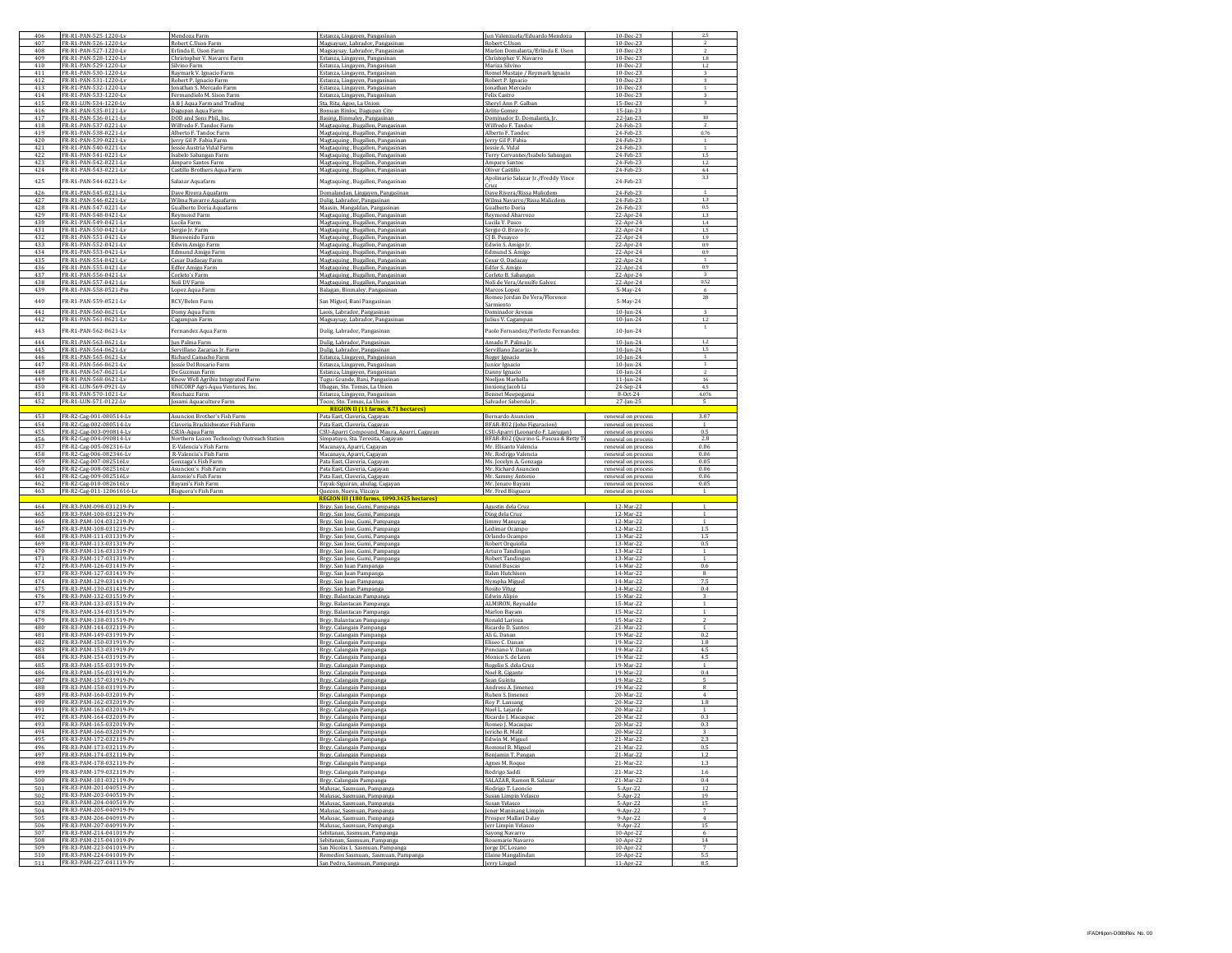| | | | | | | |
|---|---|---|---|---|---|---|
| 406 | FR-R1-PAN-525-1220-Lv | Mendoza Farm | Estanza, Lingayen, Pangasinan | Jun Valenzuela/Eduardo Mendoza | 10-Dec-23 | 2.5 |
| 407 | FR-R1-PAN-526-1220-Lv | Robert C.Uson Farm | Magsaysay, Labrador, Pangasinan | Robert C.Uson | 10-Dec-23 | 2 |
| 408 | FR-R1-PAN-527-1220-Lv | Erlinda E. Uson Farm | Magsaysay, Labrador, Pangasinan | Marlon Domalanta/Erlinda E. Uson | 10-Dec-23 | 2 |
| 409 | FR-R1-PAN-528-1220-Lv | Christopher V. Navarro Farm | Estanza, Lingayen, Pangasinan | Christopher V. Navarro | 10-Dec-23 | 1.8 |
| 410 | FR-R1-PAN-529-1220-Lv | Silvino Farm | Estanza, Lingayen, Pangasinan | Mariza Silvino | 10-Dec-23 | 1.2 |
| 411 | FR-R1-PAN-530-1220-Lv | Raymark V. Ignacio Farm | Estanza, Lingayen, Pangasinan | Romel Mustajo / Reymark Ignacio | 10-Dec-23 | 3 |
| 412 | FR-R1-PAN-531-1220-Lv | Robert P. Ignacio Farm | Estanza, Lingayen, Pangasinan | Robert P. Ignacio | 10-Dec-23 | 3 |
| 413 | FR-R1-PAN-532-1220-Lv | Jonathan S. Mercado Farm | Estanza, Lingayen, Pangasinan | Jonathan Mercado | 10-Dec-23 | 1 |
| 414 | FR-R1-PAN-533-1220-Lv | Fermandielo M. Sison Farm | Estanza, Lingayen, Pangasinan | Felix Castro | 10-Dec-23 | 3 |
| 415 | FR-R1-LUN-534-1220-Lv | A & J Aqua Farm and Trading | Sta. Rita, Agoo, La Union | Sheryl Ann P. Galban | 15-Dec-23 | 3 |
| 416 | FR-R1-PAN-535-0121-Lv | Dagupan Aqua Farm | Bonuan Binloc, Dagupan City | Arlito Gomez | 15-Jan-23 | |
| 417 | FR-R1-PAN-536-0121-Lv | DOD and Sons Phil, Inc. | Basing, Binmaley, Pangasinan | Dominador D. Domalanta, Jr. | 22-Jan-23 | 10 |
| 418 | FR-R1-PAN-537-0221-Lv | Wilfredo F. Tandoc Farm | Magtaquing , Bugallon, Pangasinan | Wilfredo F. Tandoc | 24-Feb-23 | 2 |
| 419 | FR-R1-PAN-538-0221-Lv | Alberto F. Tandoc Farm | Magtaquing , Bugallon, Pangasinan | Alberto F. Tandoc | 24-Feb-23 | 0.76 |
| 420 | FR-R1-PAN-539-0221-Lv | Jerry Gil P. Fabia Farm | Magtaquing , Bugallon, Pangasinan | Jerry Gil P. Fabia | 24-Feb-23 | 1 |
| 421 | FR-R1-PAN-540-0221-Lv | Jessie Austria Vidal Farm | Magtaquing , Bugallon, Pangasinan | Jessie A. Vidal | 24-Feb-23 | 1 |
| 422 | FR-R1-PAN-541-0221-Lv | Isabelo Sabangan Farm | Magtaquing , Bugallon, Pangasinan | Terry Cervantes/Isabelo Sabangan | 24-Feb-23 | 1.5 |
| 423 | FR-R1-PAN-542-0221-Lv | Amparo Santos Farm | Magtaquing , Bugallon, Pangasinan | Amparo Santos | 24-Feb-23 | 1.2 |
| 424 | FR-R1-PAN-543-0221-Lv | Castillo Brothers Aqua Farm | Magtaquing , Bugallon, Pangasinan | Oliver Castillo | 24-Feb-23 | 4.4 |
| 425 | FR-R1-PAN-544-0221-Lv | Salazar Aquafarm | Magtaquing , Bugallon, Pangasinan | Apolinario Salazar Jr. /Freddy Vince Cruz | 24-Feb-23 | 3.3 |
| 426 | FR-R1-PAN-545-0221-Lv | Dave Rivera Aquafarm | Domalandan, Lingayen, Pangasinan | Dave Rivera/Rissa Malicdem | 24-Feb-23 | 1 |
| 427 | FR-R1-PAN-546-0221-Lv | Wilma Navarro Aquafarm | Dulig, Labrador, Pangasinan | Wilma Navarro/Rissa Malicdem | 24-Feb-23 | 1.3 |
| 428 | FR-R1-PAN-547-0221-Lv | Gualberto Doria Aquafarm | Maasin, Mangaldan, Pangasinan | Gualberto Doria | 26-Feb-23 | 0.5 |
| 429 | FR-R1-PAN-548-0421-Lv | Reymond Farm | Magtaquing , Bugallon, Pangasinan | Reymond Abarrozo | 22-Apr-24 | 1.3 |
| 430 | FR-R1-PAN-549-0421-Lv | Lucila Farm | Magtaquing , Bugallon, Pangasinan | Lucila V. Pasco | 22-Apr-24 | 1.4 |
| 431 | FR-R1-PAN-550-0421-Lv | Sergio Jr. Farm | Magtaquing , Bugallon, Pangasinan | Sergio O. Bravo Jr. | 22-Apr-24 | 1.5 |
| 432 | FR-R1-PAN-551-0421-Lv | Bienvenido Farm | Magtaquing , Bugallon, Pangasinan | CJ B. Pesayco | 22-Apr-24 | 1.9 |
| 433 | FR-R1-PAN-552-0421-Lv | Edwin Amigo Farm | Magtaquing , Bugallon, Pangasinan | Edwin S. Amigo Jr. | 22-Apr-24 | 0.9 |
| 434 | FR-R1-PAN-553-0421-Lv | Edmund Amigo Farm | Magtaquing , Bugallon, Pangasinan | Edmund S. Amigo | 22-Apr-24 | 0.9 |
| 435 | FR-R1-PAN-554-0421-Lv | Cesar Dadacay Farm | Magtaquing , Bugallon, Pangasinan | Cesar O. Dadacay | 22-Apr-24 | 1 |
| 436 | FR-R1-PAN-555-0421-Lv | Edfer Amigo Farm | Magtaquing , Bugallon, Pangasinan | Edfer S. Amigo | 22-Apr-24 | 0.9 |
| 437 | FR-R1-PAN-556-0421-Lv | Corleto's Farm | Magtaquing , Bugallon, Pangasinan | Corleto B. Sabangan | 22-Apr-24 | 3 |
| 438 | FR-R1-PAN-557-0421-Lv | Noli DV Farm | Magtaquing , Bugallon, Pangasinan | Noli de Vera/Arnulfo Galvez | 22-Apr-24 | 0.52 |
| 439 | FR-R1-PAN-558-0521-Pm | Lopez Aqua Farm | Balagan, Binmaley, Pangasinan | Marcos Lopez | 5-May-24 | 6 |
| 440 | FR-R1-PAN-559-0521-Lv | RCV/Belen Farm | San Miguel, Bani Pangasinan | Romeo Jordan De Vera/Florence Sarmiento | 5-May-24 | 28 |
| 441 | FR-R1-PAN-560-0621-Lv | Domy Aqua Farm | Laois, Labrador, Pangasinan | Dominador Arenas | 10-Jun-24 | 3 |
| 442 | FR-R1-PAN-561-0621-Lv | Cagampan Farm | Magsaysay, Labrador, Pangasinan | Julius V. Cagampan | 10-Jun-24 | 1.2 |
| 443 | FR-R1-PAN-562-0621-Lv | Fernandez Aqua Farm | Dulig, Labrador, Pangasinan | Paolo Fernandez/Perfecto Fernandez | 10-Jun-24 | 1 |
| 444 | FR-R1-PAN-563-0621-Lv | Jun Palma Farm | Dulig, Labrador, Pangasinan | Amado P. Palma Jr. | 10-Jun-24 | 1.2 |
| 445 | FR-R1-PAN-564-0621-Lv | Servillano Zacarias Jr. Farm | Dulig, Labrador, Pangasinan | Servillano Zacarias Jr. | 10-Jun-24 | 1.5 |
| 446 | FR-R1-PAN-565-0621-Lv | Richard Camacho Farm | Estanza, Lingayen, Pangasinan | Roger Ignacio | 10-Jun-24 | 1 |
| 447 | FR-R1-PAN-566-0621-Lv | Jessie Del Rosario Farm | Estanza, Lingayen, Pangasinan | Junior Ignacio | 10-Jun-24 | 1 |
| 448 | FR-R1-PAN-567-0621-Lv | De Guzman Farm | Estanza, Lingayen, Pangasinan | Danny Ignacio | 10-Jun-24 | 2 |
| 449 | FR-R1-PAN-568-0621-Lv | Know Well Agribiz Integrated Farm | Tugui Grande, Bani, Pangasinan | Noeljon Marbella | 11-Jun-24 | 16 |
| 450 | FR-R1-LUN-569-0921-Lv | UNICORP Agri-Aqua Ventures, Inc. | Ubagan, Sto. Tomas, La Union | Jinxiong Jacob Li | 24-Sep-24 | 4.5 |
| 451 | FR-R1-PAN-570-1021-Lv | Roschazz Farm | Estanza, Lingayen, Pangasinan | Bennet Meepogama | 8-Oct-24 | 4.076 |
| 452 | FR-R1-LUN-571-0122-Lv | Josami Aquaculture Farm | Tococ, Sto. Tomas, La Union | Salvador Saberola Jr. | 27-Jan-25 | 5 |
| | | | **REGION II (11 farms, 8.71 hectares)** | | | |
| 453 | FR-R2-Cag-001-080514-Lv | Asuncion Brother's Fish Farm | Pata East, Claveria, Cagayan | Bernardo Asuncion | renewal on process | 3.07 |
| 454 | FR-R2-Cag-002-080514-Lv | Claveria Brackishwater Fish Farm | Pata East, Claveria, Cagayan | BFAR-RO2 (John Figuracion) | renewal on process | 1 |
| 455 | FR-R2-Cag-003-090814-Lv | CSUA-Aqua Farm | CSU-Aparri Compound, Maura, Aparri, Cagayan | CSU-Aparri (Leonardo F. Layugan) | renewal on process | 0.5 |
| 456 | FR-R2-Cag-004-090814-Lv | Northern Luzon Technology Outreach Station | Simpatuyo, Sta. Teresita, Cagayan | BFAR-RO2 (Quirino G. Pascua & Betty T | renewal on process | 2.8 |
| 457 | FR-R2-Cag-005-082316-Lv | E-Valencia's Fish Farm | Macanaya, Aparri, Cagayan | Mr. Elisanto Valencia | renewal on process | 0.06 |
| 458 | FR-R2-Cag-006-082346-Lv | R-Valencia's Fish Farm | Macanaya, Aparri, Cagayan | Mr. Rodrigo Valencia | renewal on process | 0.06 |
| 459 | FR-R2-Cag-007-082516Lv | Gonzaga's Fish Farm | Pata East, Claveria, Cagayan | Ms. Jocelyn A. Gonzaga | renewal on process | 0.05 |
| 460 | FR-R2-Cag-008-082516Lv | Asuncion's Fish Farm | Pata East, Claveria, Cagayan | Mr. Richard Asuncion | renewal on process | 0.06 |
| 461 | FR-R2-Cag-009-082516Lv | Antonio's Fish Farm | Pata East, Claveria, Cagayan | Mr. Sammy Antonio | renewal on process | 0.06 |
| 462 | FR-R2-Cag-010-082616Lv | Bayani's Fish Farm | Tayak-Siguiran, abulag, Cagayan | Mr. Jenaro Bayani | renewal on process | 0.05 |
| 463 | FR-R2-Cag-011-12061616-Lv | Bisguera's Fish Farm | Quezon, Nueva, Vizcaya | Mr. Fred Bisguera | renewal on process | 1 |
| | | | **REGION III (180 farms, 1090.3425 hectares)** | | | |
| 464 | FR-R3-PAM-098-031219-Pv | - | Brgy. San Jose, Gumi, Pampanga | Agustin dela Cruz | 12-Mar-22 | 1 |
| 465 | FR-R3-PAM-100-031219-Pv | - | Brgy. San Jose, Gumi, Pampanga | Ding dela Cruz | 12-Mar-22 | 1 |
| 466 | FR-R3-PAM-104-031219-Pv | - | Brgy. San Jose, Gumi, Pampanga | Jimmy Manuyag | 12-Mar-22 | 1 |
| 467 | FR-R3-PAM-108-031219-Pv | - | Brgy. San Jose, Gumi, Pampanga | Ledimar Ocampo | 12-Mar-22 | 1.5 |
| 468 | FR-R3-PAM-111-031319-Pv | - | Brgy. San Jose, Gumi, Pampanga | Orlando Ocampo | 13-Mar-22 | 1.5 |
| 469 | FR-R3-PAM-113-031319-Pv | - | Brgy. San Jose, Gumi, Pampanga | Robert Orquiolla | 13-Mar-22 | 0.5 |
| 470 | FR-R3-PAM-116-031319-Pv | - | Brgy. San Jose, Gumi, Pampanga | Arturo Tandingan | 13-Mar-22 | 1 |
| 471 | FR-R3-PAM-117-031319-Pv | - | Brgy. San Jose, Gumi, Pampanga | Robert Tandingan | 13-Mar-22 | 1 |
| 472 | FR-R3-PAM-126-031419-Pv | - | Brgy. San Juan Pampanga | Daniel Buscas | 14-Mar-22 | 0.6 |
| 473 | FR-R3-PAM-127-031419-Pv | - | Brgy. San Juan Pampanga | Balen Hutchison | 14-Mar-22 | 8 |
| 474 | FR-R3-PAM-129-031419-Pv | - | Brgy. San Juan Pampanga | Nympha Miguel | 14-Mar-22 | 7.5 |
| 475 | FR-R3-PAM-130-031419-Pv | - | Brgy. San Juan Pampanga | Rosito Vitug | 14-Mar-22 | 0.4 |
| 476 | FR-R3-PAM-132-031519-Pv | - | Brgy. Balantacan Pampanga | Edwin Alipio | 15-Mar-22 | 3 |
| 477 | FR-R3-PAM-133-031519-Pv | - | Brgy. Balantacan Pampanga | ALMIRON, Reynaldo | 15-Mar-22 | 1 |
| 478 | FR-R3-PAM-134-031519-Pv | - | Brgy. Balantacan Pampanga | Marlon Bayam | 15-Mar-22 | 1 |
| 479 | FR-R3-PAM-138-031519-Pv | - | Brgy. Balantacan Pampanga | Ronald Larioza | 15-Mar-22 | 2 |
| 480 | FR-R3-PAM-144-032119-Pv | - | Brgy. Calangain Pampanga | Ricardo D. Santos | 21-Mar-22 | 1 |
| 481 | FR-R3-PAM-149-031919-Pv | - | Brgy. Calangain Pampanga | Ali G. Danan | 19-Mar-22 | 0.2 |
| 482 | FR-R3-PAM-150-031919-Pv | - | Brgy. Calangain Pampanga | Eliseo C. Danan | 19-Mar-22 | 1.8 |
| 483 | FR-R3-PAM-153-031919-Pv | - | Brgy. Calangain Pampanga | Ponciano V. Danan | 19-Mar-22 | 4.5 |
| 484 | FR-R3-PAM-154-031919-Pv | - | Brgy. Calangain Pampanga | Monico S. de Leon | 19-Mar-22 | 4.5 |
| 485 | FR-R3-PAM-155-031919-Pv | - | Brgy. Calangain Pampanga | Rogelio S. dela Cruz | 19-Mar-22 | 1 |
| 486 | FR-R3-PAM-156-031919-Pv | - | Brgy. Calangain Pampanga | Noel R. Gigante | 19-Mar-22 | 0.4 |
| 487 | FR-R3-PAM-157-031919-Pv | - | Brgy. Calangain Pampanga | Sean Guintu | 19-Mar-22 | 5 |
| 488 | FR-R3-PAM-158-031919-Pv | - | Brgy. Calangain Pampanga | Andress A. Jimenez | 19-Mar-22 | 8 |
| 489 | FR-R3-PAM-160-032019-Pv | - | Brgy. Calangain Pampanga | Ruben S. Jimenez | 20-Mar-22 | 4 |
| 490 | FR-R3-PAM-162-032019-Pv | - | Brgy. Calangain Pampanga | Roy P. Lansang | 20-Mar-22 | 1.8 |
| 491 | FR-R3-PAM-163-032019-Pv | - | Brgy. Calangain Pampanga | Noel L. Lajarde | 20-Mar-22 | 1 |
| 492 | FR-R3-PAM-164-032019-Pv | - | Brgy. Calangain Pampanga | Ricardo J. Macaspac | 20-Mar-22 | 0.3 |
| 493 | FR-R3-PAM-165-032019-Pv | - | Brgy. Calangain Pampanga | Romeo J. Macaspac | 20-Mar-22 | 0.3 |
| 494 | FR-R3-PAM-166-032019-Pv | - | Brgy. Calangain Pampanga | Jericho R. Malit | 20-Mar-22 | 3 |
| 495 | FR-R3-PAM-172-032119-Pv | - | Brgy. Calangain Pampanga | Edwin M. Miguel | 21-Mar-22 | 2.3 |
| 496 | FR-R3-PAM-173-032119-Pv | - | Brgy. Calangain Pampanga | Rommel B. Miguel | 21-Mar-22 | 0.5 |
| 497 | FR-R3-PAM-174-032119-Pv | - | Brgy. Calangain Pampanga | Benjamin T. Pangan | 21-Mar-22 | 1.2 |
| 498 | FR-R3-PAM-178-032119-Pv | - | Brgy. Calangain Pampanga | Agnes M. Roque | 21-Mar-22 | 1.3 |
| 499 | FR-R3-PAM-179-032119-Pv | - | Brgy. Calangain Pampanga | Rodrigo Saddi | 21-Mar-22 | 1.6 |
| 500 | FR-R3-PAM-181-032119-Pv | - | Brgy. Calangain Pampanga | SALAZAR, Ramon R. Salazar | 21-Mar-22 | 0.4 |
| 501 | FR-R3-PAM-201-040519-Pv | - | Malusac, Sasmuan, Pampanga | Rodrigo T. Leoncio | 5-Apr-22 | 12 |
| 502 | FR-R3-PAM-203-040519-Pv | - | Malusac, Sasmuan, Pampanga | Susan Limpin Velasco | 5-Apr-22 | 19 |
| 503 | FR-R3-PAM-204-040519-Pv | - | Malusac, Sasmuan, Pampanga | Susan Velasco | 5-Apr-22 | 15 |
| 504 | FR-R3-PAM-205-040919-Pv | - | Malusac, Sasmuan, Pampanga | Jener Maninang Limpin | 9-Apr-22 | 7 |
| 505 | FR-R3-PAM-206-040919-Pv | - | Malusac, Sasmuan, Pampanga | Prosper Mallari Dalay | 9-Apr-22 | 4 |
| 506 | FR-R3-PAM-207-040919-Pv | - | Malusac, Sasmuan, Pampanga | Jerr Limpin Velasco | 9-Apr-22 | 15 |
| 507 | FR-R3-PAM-214-041019-Pv | - | Sebitanan, Sasmuan, Pampanga | Sayong Navarro | 10-Apr-22 | 6 |
| 508 | FR-R3-PAM-215-041019-Pv | - | Sebitanan, Sasmuan, Pampanga | Rosemarie Navarro | 10-Apr-22 | 14 |
| 509 | FR-R3-PAM-223-041019-Pv | - | San Nicolas I, Sasmuan, Pampanga | Jorge DC Lozano | 10-Apr-22 | 7 |
| 510 | FR-R3-PAM-224-041019-Pv | - | Remedios Sasmuan, Sasmuan, Pampanga | Elaine Mangalindan | 10-Apr-22 | 5.5 |
| 511 | FR-R3-PAM-227-041119-Pv | - | San Pedro, Sasmuan, Pampanga | Jerry Lingad | 11-Apr-22 | 8.5 |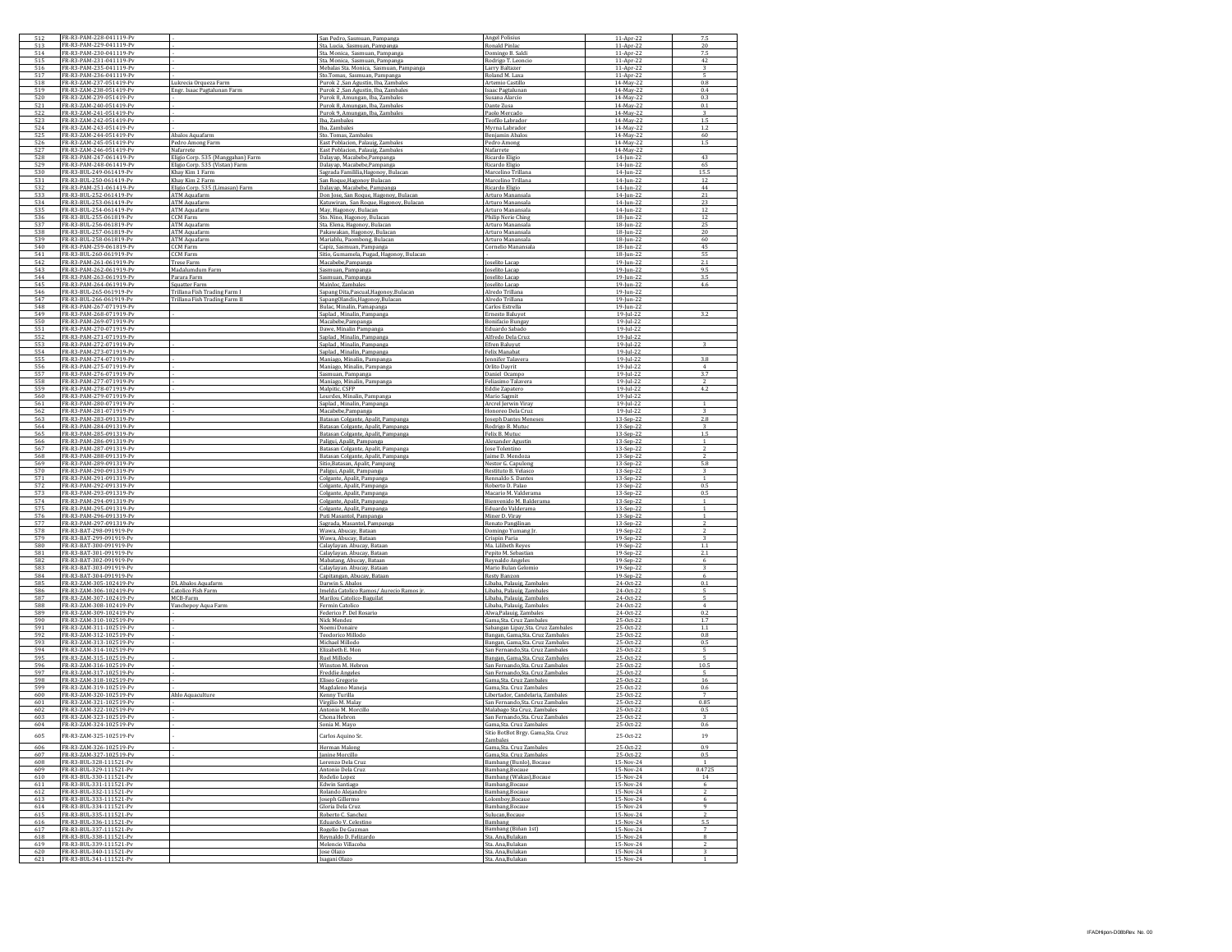| 512 | FR-R3-PAM-228-041119-Pv | - | San Pedro, Sasmuan, Pampanga | Angel Polisius | 11-Apr-22 | 7.5 |
|---|---|---|---|---|---|---|
| 513 | FR-R3-PAM-229-041119-Pv | - | Sta. Lucia, Sasmuan, Pampanga | Ronald Pinlac | 11-Apr-22 | 20 |
| 514 | FR-R3-PAM-230-041119-Pv | - | Sta. Monica, Sasmuan, Pampanga | Domingo B. Saldi | 11-Apr-22 | 7.5 |
| 515 | FR-R3-PAM-231-041119-Pv | - | Sta. Monica, Sasmuan, Pampanga | Rodrigo T. Leoncio | 11-Apr-22 | 42 |
| 516 | FR-R3-PAM-235-041119-Pv | - | Mebalas Sta. Monica, Sasmuan, Pampanga | Larry Baltazer | 11-Apr-22 | 3 |
| 517 | FR-R3-PAM-236-041119-Pv | - | Sto.Tomas, Sasmuan, Pampanga | Roland M. Laxa | 11-Apr-22 | 5 |
| 518 | FR-R3-ZAM-237-051419-Pv | Lukrecia Orqueza Farm | Purok 2 ,San Agustin, Iba, Zambales | Artemio Castillo | 14-May-22 | 0.8 |
| 519 | FR-R3-ZAM-238-051419-Pv | Engr. Isaac Pagtalunan Farm | Purok 2 ,San Agustin, Iba, Zambales | Isaac Pagtalunan | 14-May-22 | 0.4 |
| 520 | FR-R3-ZAM-239-051419-Pv | - | Purok 8, Amungan, Iba, Zambales | Susana Alarcio | 14-May-22 | 0.3 |
| 521 | FR-R3-ZAM-240-051419-Pv | - | Purok 8, Amungan, Iba, Zambales | Dante Zusa | 14-May-22 | 0.1 |
| 522 | FR-R3-ZAM-241-051419-Pv | - | Purok 9, Amungan, Iba, Zambales | Paolo Mercado | 14-May-22 | 3 |
| 523 | FR-R3-ZAM-242-051419-Pv | - | Iba, Zambales | Teofilo Labrador | 14-May-22 | 1.5 |
| 524 | FR-R3-ZAM-243-051419-Pv | - | Iba, Zambales | Myrna Labrador | 14-May-22 | 1.2 |
| 525 | FR-R3-ZAM-244-051419-Pv | Abalos Aquafarm | Sto. Tomas, Zambales | Benjamin Abalos | 14-May-22 | 60 |
| 526 | FR-R3-ZAM-245-051419-Pv | Pedro Among Farm | East Poblacion, Palauig, Zambales | Pedro Among | 14-May-22 | 1.5 |
| 527 | FR-R3-ZAM-246-051419-Pv | Nafarrete | East Poblacion, Palauig, Zambales | Nafarrete | 14-May-22 | |
| 528 | FR-R3-PAM-247-061419-Pv | Eligio Corp. 535 (Manggahan) Farm | Dalayap, Macabebe,Pampanga | Ricardo Eligio | 14-Jun-22 | 43 |
| 529 | FR-R3-PAM-248-061419-Pv | Eligio Corp. 535 (Vistan) Farm | Dalayap, Macabebe,Pampanga | Ricardo Eligio | 14-Jun-22 | 65 |
| 530 | FR-R3-BUL-249-061419-Pv | Khay Kim 1 Farm | Sagrada Familllia,Hagonoy, Bulacan | Marcelino Trillana | 14-Jun-22 | 15.5 |
| 531 | FR-R3-BUL-250-061419-Pv | Khay Kim 2 Farm | San Roque,Hagonoy Bulacan | Marcelino Trillana | 14-Jun-22 | 12 |
| 532 | FR-R3-PAM-251-061419-Pv | Eligio Corp. 535 (Limasan) Farm | Dalayap, Macabebe, Pampanga | Ricardo Eligio | 14-Jun-22 | 44 |
| 533 | FR-R3-BUL-252-061419-Pv | ATM Aquafarm | Don Jose, San Roque, Hagonoy, Bulacan | Arturo Manansala | 14-Jun-22 | 21 |
| 534 | FR-R3-BUL-253-061419-Pv | ATM Aquafarm | Katawiran, San Roque, Hagonoy, Bulacan | Arturo Manansala | 14-Jun-22 | 23 |
| 535 | FR-R3-BUL-254-061419-Pv | ATM Aquafarm | May, Hagonoy, Bulacan | Arturo Manansala | 14-Jun-22 | 12 |
| 536 | FR-R3-BUL-255-061819-Pv | CCM Farm | Sto. Nino, Hagonoy, Bulacan | Philip Nerie Ching | 18-Jun-22 | 12 |
| 537 | FR-R3-BUL-256-061819-Pv | ATM Aquafarm | Sta. Elena, Hagonoy, Bulacan | Arturo Manansala | 18-Jun-22 | 25 |
| 538 | FR-R3-BUL-257-061819-Pv | ATM Aquafarm | Pakawakan, Hagonoy, Bulacan | Arturo Manansala | 18-Jun-22 | 20 |
| 539 | FR-R3-BUL-258-061819-Pv | ATM Aquafarm | Mariablu, Paombong, Bulacan | Arturo Manansala | 18-Jun-22 | 60 |
| 540 | FR-R3-PAM-259-061819-Pv | CCM Farm | Capiz, Sasmuan, Pampanga | Cornelio Manansala | 18-Jun-22 | 45 |
| 541 | FR-R3-BUL-260-061919-Pv | CCM Farm | Sitio, Gumamela, Pugad, Hagonoy, Bulacan | - | 18-Jun-22 | 55 |
| 542 | FR-R3-PAM-261-061919-Pv | Trese Farm | Macabebe,Pampanga | Joselito Lacap | 19-Jun-22 | 2.1 |
| 543 | FR-R3-PAM-262-061919-Pv | Madalumdum Farm | Sasmuan, Pampanga | Joselito Lacap | 19-Jun-22 | 9.5 |
| 544 | FR-R3-PAM-263-061919-Pv | Parara Farm | Sasmuan, Pampanga | Joselito Lacap | 19-Jun-22 | 3.5 |
| 545 | FR-R3-PAM-264-061919-Pv | Squatter Farm | Mainloc, Zambales | Joselito Lacap | 19-Jun-22 | 4.6 |
| 546 | FR-R3-BUL-265-061919-Pv | Trillana Fish Trading Farm I | Sapang Dita,Pascual,Hagonoy,Bulacan | Alredo Trillana | 19-Jun-22 | |
| 547 | FR-R3-BUL-266-061919-Pv | Trillana Fish Trading Farm II | SapangOlandis,Hagonoy,Bulacan | Alredo Trillana | 19-Jun-22 | |
| 548 | FR-R3-PAM-267-071919-Pv | | Bulac, Minalin, Pamapanga | Carlos Estrella | 19-Jun-22 | |
| 549 | FR-R3-PAM-268-071919-Pv | - | Saplad , Minalin, Pampanga | Ernesto Baluyut | 19-Jul-22 | 3.2 |
| 550 | FR-R3-PAM-269-071919-Pv | | Macabebe,Pampanga | Bonifacio Bungay | 19-Jul-22 | |
| 551 | FR-R3-PAM-270-071919-Pv | | Dawe, Minalin Pampanga | Eduardo Sabado | 19-Jul-22 | |
| 552 | FR-R3-PAM-271-071919-Pv | | Saplad , Minalin, Pampanga | Alfredo Dela Cruz | 19-Jul-22 | |
| 553 | FR-R3-PAM-272-071919-Pv | - | Saplad , Minalin, Pampanga | Efren Baluyut | 19-Jul-22 | 3 |
| 554 | FR-R3-PAM-273-071919-Pv | | Saplad , Minalin, Pampanga | Felix Manabat | 19-Jul-22 | |
| 555 | FR-R3-PAM-274-071919-Pv | - | Maniago, Minalin, Pampanga | Jennifer Talavera | 19-Jul-22 | 3.8 |
| 556 | FR-R3-PAM-275-071919-Pv | - | Maniago, Minalin, Pampanga | Orlito Dayrit | 19-Jul-22 | 4 |
| 557 | FR-R3-PAM-276-071919-Pv | - | Sasmuan, Pampanga | Daniel Ocampo | 19-Jul-22 | 3.7 |
| 558 | FR-R3-PAM-277-071919-Pv | - | Maniago, Minalin, Pampanga | Feliasimo Talavera | 19-Jul-22 | 2 |
| 559 | FR-R3-PAM-278-071919-Pv | - | Malpitic, CSFP | Eddie Zapatero | 19-Jul-22 | 4.2 |
| 560 | FR-R3-PAM-279-071919-Pv | | Lourdes, Minalin, Pampanga | Mario Sagmit | 19-Jul-22 | |
| 561 | FR-R3-PAM-280-071919-Pv | - | Saplad , Minalin, Pampanga | Arcrel Jerwin Viray | 19-Jul-22 | 1 |
| 562 | FR-R3-PAM-281-071919-Pv | - | Macabebe,Pampanga | Honoreo Dela Cruz | 19-Jul-22 | 3 |
| 563 | FR-R3-PAM-283-091319-Pv | | Batasan Colgante, Apalit, Pampanga | Joseph Dantes Meneses | 13-Sep-22 | 2.8 |
| 564 | FR-R3-PAM-284-091319-Pv | | Batasan Colgante, Apalit, Pampanga | Rodrigo B. Mutuc | 13-Sep-22 | 3 |
| 565 | FR-R3-PAM-285-091319-Pv | | Batasan Colgante, Apalit, Pampanga | Felix B. Mutuc | 13-Sep-22 | 1.5 |
| 566 | FR-R3-PAM-286-091319-Pv | | Paligui, Apalit, Pampanga | Alexander Agustin | 13-Sep-22 | 1 |
| 567 | FR-R3-PAM-287-091319-Pv | | Batasan Colgante, Apalit, Pampanga | Jose Tolentino | 13-Sep-22 | 2 |
| 568 | FR-R3-PAM-288-091319-Pv | | Batasan Colgante, Apalit, Pampanga | Jaime D. Mendoza | 13-Sep-22 | 2 |
| 569 | FR-R3-PAM-289-091319-Pv | | Sitio,Batasan, Apalit, Pampang | Nestor G. Capulong | 13-Sep-22 | 5.8 |
| 570 | FR-R3-PAM-290-091319-Pv | | Paligui, Apalit, Pampanga | Restituto B. Velasco | 13-Sep-22 | 3 |
| 571 | FR-R3-PAM-291-091319-Pv | | Colgante, Apalit, Pampanga | Rennaldo S. Dantes | 13-Sep-22 | 1 |
| 572 | FR-R3-PAM-292-091319-Pv | | Colgante, Apalit, Pampanga | Roberto D. Palao | 13-Sep-22 | 0.5 |
| 573 | FR-R3-PAM-293-091319-Pv | | Colgante, Apalit, Pampanga | Macario M. Valderama | 13-Sep-22 | 0.5 |
| 574 | FR-R3-PAM-294-091319-Pv | | Colgante, Apalit, Pampanga | Bienvenido M. Balderama | 13-Sep-22 | 1 |
| 575 | FR-R3-PAM-295-091319-Pv | | Colgante, Apalit, Pampanga | Eduardo Valderama | 13-Sep-22 | 1 |
| 576 | FR-R3-PAM-296-091319-Pv | | Puti Masantol, Pampanga | Miner D. Viray | 13-Sep-22 | 1 |
| 577 | FR-R3-PAM-297-091319-Pv | | Sagrada, Masantol, Pampanga | Renato Pangilinan | 13-Sep-22 | 2 |
| 578 | FR-R3-BAT-298-091919-Pv | | Wawa, Abucay, Bataan | Domingo Yumang Jr. | 19-Sep-22 | 2 |
| 579 | FR-R3-BAT-299-091919-Pv | | Wawa, Abucay, Bataan | Crispin Paria | 19-Sep-22 | 3 |
| 580 | FR-R3-BAT-300-091919-Pv | | Calaylayan. Abucay, Bataan | Ma. Lilibeth Reyes | 19-Sep-22 | 1.1 |
| 581 | FR-R3-BAT-301-091919-Pv | | Calaylayan. Abucay, Bataan | Pepito M. Sebastian | 19-Sep-22 | 2.1 |
| 582 | FR-R3-BAT-302-091919-Pv | | Mabatang, Abucay, Bataan | Reynaldo Angeles | 19-Sep-22 | 6 |
| 583 | FR-R3-BAT-303-091919-Pv | | Calaylayan. Abucay, Bataan | Mario Bulan Gelomio | 19-Sep-22 | 3 |
| 584 | FR-R3-BAT-304-091919-Pv | | Capitangan, Abucay, Bataan | Resty Banzon | 19-Sep-22 | 6 |
| 585 | FR-R3-ZAM-305-102419-Pv | DL Abalos Aquafarm | Darwin S. Abalos | Libaba, Palauig, Zambales | 24-Oct-22 | 0.1 |
| 586 | FR-R3-ZAM-306-102419-Pv | Catolico Fish Farm | Imelda Catolico Ramos/ Aurecio Ramos Jr. | Libaba, Palauig, Zambales | 24-Oct-22 | 5 |
| 587 | FR-R3-ZAM-307-102419-Pv | MCB-Farm | Marilou Catolico-Baguilat | Libaba, Palauig, Zambales | 24-Oct-22 | 5 |
| 588 | FR-R3-ZAM-308-102419-Pv | Vanchepoy Aqua Farm | Fermin Catolico | Libaba, Palauig, Zambales | 24-Oct-22 | 4 |
| 589 | FR-R3-ZAM-309-102419-Pv | | Federico P. Del Rosario | Alwa,Palauig, Zambales | 24-Oct-22 | 0.2 |
| 590 | FR-R3-ZAM-310-102519-Pv | - | Nick Mendez | Gama,Sta. Cruz Zambales | 25-Oct-22 | 1.7 |
| 591 | FR-R3-ZAM-311-102519-Pv | - | Noemi Donaire | Sabangan Lipay,Sta. Cruz Zambales | 25-Oct-22 | 1.1 |
| 592 | FR-R3-ZAM-312-102519-Pv | - | Teodorico Millodo | Bangan, Gama,Sta. Cruz Zambales | 25-Oct-22 | 0.8 |
| 593 | FR-R3-ZAM-313-102519-Pv | - | Michael Millodo | Bangan, Gama,Sta. Cruz Zambales | 25-Oct-22 | 0.5 |
| 594 | FR-R3-ZAM-314-102519-Pv | - | Elizabeth E. Mon | San Fernando,Sta. Cruz Zambales | 25-Oct-22 | 5 |
| 595 | FR-R3-ZAM-315-102519-Pv | - | Ruel Millodo | Bangan, Gama,Sta. Cruz Zambales | 25-Oct-22 | 5 |
| 596 | FR-R3-ZAM-316-102519-Pv | - | Winston M. Hebron | San Fernando,Sta. Cruz Zambales | 25-Oct-22 | 10.5 |
| 597 | FR-R3-ZAM-317-102519-Pv | - | Freddie Angeles | San Fernando,Sta. Cruz Zambales | 25-Oct-22 | 5 |
| 598 | FR-R3-ZAM-318-102519-Pv | - | Eliseo Gregorio | Gama,Sta. Cruz Zambales | 25-Oct-22 | 16 |
| 599 | FR-R3-ZAM-319-102519-Pv | - | Magdaleno Maneja | Gama,Sta. Cruz Zambales | 25-Oct-22 | 0.6 |
| 600 | FR-R3-ZAM-320-102519-Pv | Ahlo Aquaculture | Kenny Turilla | Libertador, Candelaria, Zambales | 25-Oct-22 | 7 |
| 601 | FR-R3-ZAM-321-102519-Pv | - | Virgilio M. Malay | San Fernando,Sta. Cruz Zambales | 25-Oct-22 | 0.85 |
| 602 | FR-R3-ZAM-322-102519-Pv | - | Antonio M. Morcillo | Malabago Sta Cruz, Zambales | 25-Oct-22 | 0.5 |
| 603 | FR-R3-ZAM-323-102519-Pv | - | Chona Hebron | San Fernando,Sta. Cruz Zambales | 25-Oct-22 | 3 |
| 604 | FR-R3-ZAM-324-102519-Pv | - | Sonia M. Mayo | Gama,Sta. Cruz Zambales | 25-Oct-22 | 0.6 |
| 605 | FR-R3-ZAM-325-102519-Pv | - | Carlos Aquino Sr. | Sitio BotBot Brgy. Gama,Sta. Cruz Zambales | 25-Oct-22 | 19 |
| 606 | FR-R3-ZAM-326-102519-Pv | - | Herman Malong | Gama,Sta. Cruz Zambales | 25-Oct-22 | 0.9 |
| 607 | FR-R3-ZAM-327-102519-Pv | - | Janine Morcillo | Gama,Sta. Cruz Zambales | 25-Oct-22 | 0.5 |
| 608 | FR-R3-BUL-328-111521-Pv | | Lorenzo Dela Cruz | Bambang (Bunlo), Bocaue | 15-Nov-24 | 1 |
| 609 | FR-R3-BUL-329-111521-Pv | | Antonio Dela Cruz | Bambang,Bocaue | 15-Nov-24 | 0.4725 |
| 610 | FR-R3-BUL-330-111521-Pv | | Rodelio Lopez | Bambang (Wakas),Bocaue | 15-Nov-24 | 14 |
| 611 | FR-R3-BUL-331-111521-Pv | | Edwin Santiago | Bambang,Bocaue | 15-Nov-24 | 6 |
| 612 | FR-R3-BUL-332-111521-Pv | | Rolando Alejandro | Bambang,Bocaue | 15-Nov-24 | 2 |
| 613 | FR-R3-BUL-333-111521-Pv | | Joseph Gillermo | Lolomboy,Bocaue | 15-Nov-24 | 6 |
| 614 | FR-R3-BUL-334-111521-Pv | | Gloria Dela Cruz | Bambang,Bocaue | 15-Nov-24 | 9 |
| 615 | FR-R3-BUL-335-111521-Pv | | Roberto C. Sanchez | Sulucan,Bocaue | 15-Nov-24 | 2 |
| 616 | FR-R3-BUL-336-111521-Pv | | Eduardo V. Celestino | Bambang | 15-Nov-24 | 5.5 |
| 617 | FR-R3-BUL-337-111521-Pv | | Rogelio De Guzman | Bambang (Bilian 1st) | 15-Nov-24 | 7 |
| 618 | FR-R3-BUL-338-111521-Pv | | Reynaldo D. Felizardo | Sta. Ana,Bulakan | 15-Nov-24 | 8 |
| 619 | FR-R3-BUL-339-111521-Pv | | Melencio Villacoba | Sta. Ana,Bulakan | 15-Nov-24 | 2 |
| 620 | FR-R3-BUL-340-111521-Pv | | Jose Olazo | Sta. Ana,Bulakan | 15-Nov-24 | 3 |
| 621 | FR-R3-BUL-341-111521-Pv | | Isagani Olazo | Sta. Ana,Bulakan | 15-Nov-24 | 1 |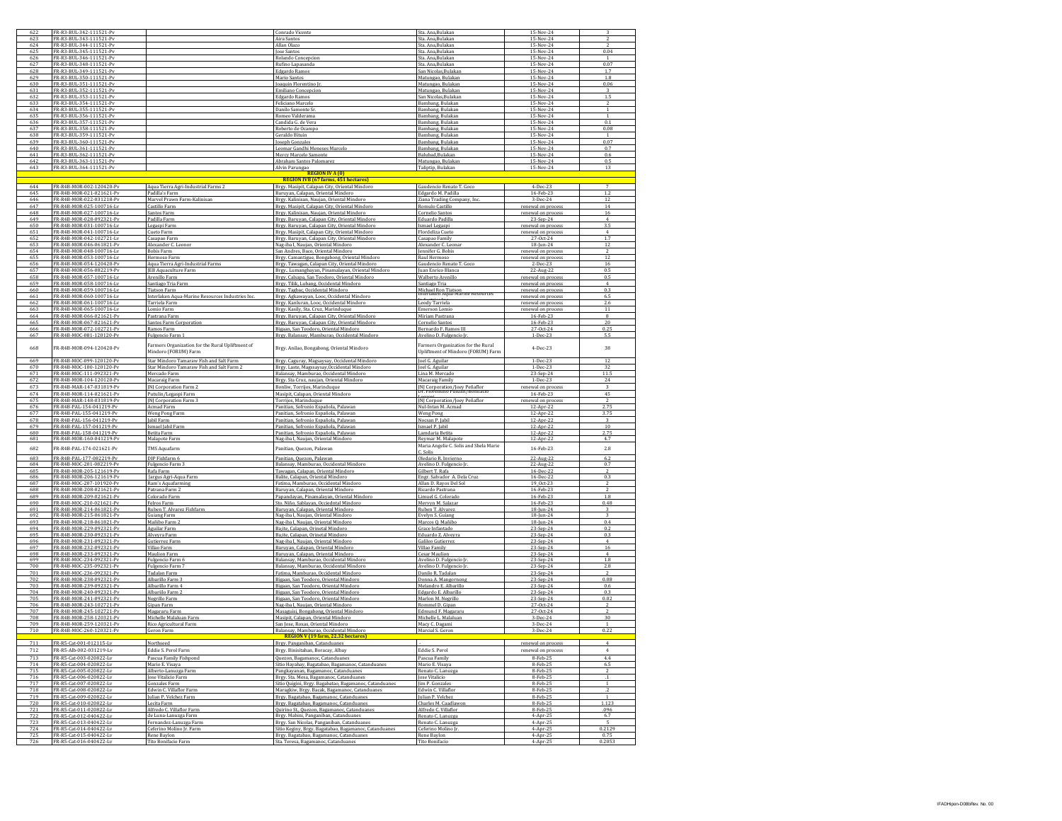| | | | | | | |
|---|---|---|---|---|---|---|
| 622 | FR-R3-BUL-342-111521-Pv | | Conrado Vicente | Sta. Ana,Bulakan | 15-Nov-24 | 3 |
| 623 | FR-R3-BUL-343-111521-Pv | | Aira Santos | Sta. Ana,Bulakan | 15-Nov-24 | 2 |
| 624 | FR-R3-BUL-344-111521-Pv | | Allan Olazo | Sta. Ana,Bulakan | 15-Nov-24 | 2 |
| 625 | FR-R3-BUL-345-111521-Pv | | Jose Santos | Sta. Ana,Bulakan | 15-Nov-24 | 0.04 |
| 626 | FR-R3-BUL-346-111521-Pv | | Rolando Concepcion | Sta. Ana,Bulakan | 15-Nov-24 | 1 |
| 627 | FR-R3-BUL-348-111521-Pv | | Rufino Lapasanda | Sta. Ana,Bulakan | 15-Nov-24 | 0.07 |
| 628 | FR-R3-BUL-349-111521-Pv | | Edgardo Ramos | San Nicolas,Bulakan | 15-Nov-24 | 1.7 |
| 629 | FR-R3-BUL-350-111521-Pv | | Mario Santos | Matungao, Bulakan | 15-Nov-24 | 1.8 |
| 630 | FR-R3-BUL-351-111521-Pv | | Joaquin Florentino Jr. | Matungao, Bulakan | 15-Nov-24 | 0.06 |
| 631 | FR-R3-BUL-352-111521-Pv | | Emiliano Concepcion | Matungao, Bulakan | 15-Nov-24 | 3 |
| 632 | FR-R3-BUL-353-111521-Pv | | Edgardo Ramos | San Nicolas,Bulakan | 15-Nov-24 | 1.5 |
| 633 | FR-R3-BUL-354-111521-Pv | | Feliciano Marcelo | Bambang, Bulakan | 15-Nov-24 | 2 |
| 634 | FR-R3-BUL-355-111521-Pv | | Danilo Samonte Sr. | Bambang, Bulakan | 15-Nov-24 | 1 |
| 635 | FR-R3-BUL-356-111521-Pv | | Romeo Valderama | Bambang, Bulakan | 15-Nov-24 | 1 |
| 636 | FR-R3-BUL-357-111521-Pv | | Candida G. de Vera | Bambang, Bulakan | 15-Nov-24 | 0.1 |
| 637 | FR-R3-BUL-358-111521-Pv | | Roberto de Ocampo | Bambang, Bulakan | 15-Nov-24 | 0.08 |
| 638 | FR-R3-BUL-359-111521-Pv | | Geraldo Bituin | Bambang, Bulakan | 15-Nov-24 | 1 |
| 639 | FR-R3-BUL-360-111521-Pv | | Joseph Gonzales | Bambang, Bulakan | 15-Nov-24 | 0.07 |
| 640 | FR-R3-BUL-361-111521-Pv | | Leomar Gandhi Meneses Marcelo | Bambang, Bulakan | 15-Nov-24 | 0.7 |
| 641 | FR-R3-BUL-362-111521-Pv | | Mercy Marcelo Samonte | Baluhad,Bulakan | 15-Nov-24 | 0.6 |
| 642 | FR-R3-BUL-363-111521-Pv | | Abraham Santos Palomarez | Matungao, Bulakan | 15-Nov-24 | 0.5 |
| 643 | FR-R3-BUL-364-111521-Pv | | Alvin Parungao | Taliptip, Bulakan | 15-Nov-24 | 13 |
| | | | **REGION IV A (0)** | | | |
| | | | **REGION IVB (67 farms, 451 hectares)** | | | |
| 644 | FR-R4B-MOR-002-120420-Pv | Aqua Tierra Agri-Industrial Farms 2 | Brgy. Masipit, Calapan City, Oriental Mindoro | Gaudencio Renato T. Goco | 4-Dec-23 | 7 |
| 645 | FR-R4B-MOR-021-021621-Pv | Padilla's Farm | Baruyan, Calapan, Oriental Mindoro | Edgardo M. Padilla | 16-Feb-23 | 1.2 |
| 646 | FR-R4B-MOR-022-031218-Pv | Marvel Prawn Farm-Kalinisan | Brgy. Kalinisan, Naujan, Oriental Mindoro | Ziana Trading Company, Inc. | 3-Dec-24 | 12 |
| 647 | FR-R4B-MOR-025-100716-Lv | Castillo Farm | Brgy. Masipit, Calapan City, Oriental Mindoro | Romulo Castillo | renewal on process | 14 |
| 648 | FR-R4B-MOR-027-100716-Lv | Santos Farm | Brgy. Kalinisan, Naujan, Oriental Mindoro | Cornelio Santos | renewal on process | 16 |
| 649 | FR-R4B-MOR-028-092321-Pv | Padilla Farm | Brgy. Baruyan, Calapan City, Oriental Mindoro | Eduardo Padilla | 23-Sep-24 | 4 |
| 650 | FR-R4B-MOR-031-100716-Lv | Legaspi Farm | Brgy. Baruyan, Calapan City, Oriental Mindoro | Ismael Legaspi | renewal on process | 3.5 |
| 651 | FR-R4B-MOR-041-100716-Lv | Cueto Farm | Brgy. Masipit, Calapan City, Oriental Mindoro | Flordeliza Cueto | renewal on process | 4 |
| 652 | FR-R4B-MOR-042-102721-Lv | Casapao Farm | Brgy. Baruyan, Calapan City, Oriental Mindoro | Casapao Family | 27-Oct-24 | 1.7 |
| 653 | FR-R4B-MOR-046-061821-Pv | Alexander C. Leonor | Nag-iba I, Naujan, Oriental Mindoro | Alexander C. Leonar | 18-Jun-24 | 12 |
| 654 | FR-R4B-MOR-048-100716-Lv | Bobis Farm | San Andres, Baco, Oriental Mindoro | Jennifer G. Bobis | renewal on process | 2 |
| 655 | FR-R4B-MOR-053-100716-Lv | Hermoso Farm | Brgy. Camantigue, Bongabong, Oriental Mindoro | Raul Hermoso | renewal on process | 12 |
| 656 | FR-R4B-MOR-054-120420-Pv | Aqua Tierra Agri-Industrial Farms | Brgy. Tawagan, Calapan City, Oriental Mindoro | Gaudencio Renato T. Goco | 2-Dec-23 | 16 |
| 657 | FR-R4B-MOR-056-082219-Pv | JEB Aquaculture Farm | Brgy.. Lumangbayan, Pinamalayan, Oriental Mindoro | Juan Enrico Blanca | 22-Aug-22 | 0.5 |
| 658 | FR-R4B-MOR-057-100716-Lv | Arenillo Farm | Brgy. Calsapa, San Teodoro, Oriental Mindoro | Walberto Arenillo | renewal on process | 0.5 |
| 659 | FR-R4B-MOR-058-100716-Lv | Santiago Tria Farm | Brgy. Tilik, Lubang, Occidental Mindoro | Santiago Tria | renewal on process | 4 |
| 660 | FR-R4B-MOR-059-100716-Lv | Tiatson Farm | Brgy. Tagbac, Occidental Mindoro | Michael Ron Tiatson | renewal on process | 0.3 |
| 661 | FR-R4B-MOR-060-100716-Lv | Interlaken Aqua-Marine Resources Industries Inc. | Brgy. Agkawayan, Looc, Occidental Mindoro | Interlaken Aqua-Marine Resources | renewal on process | 6.5 |
| 662 | FR-R4B-MOR-061-100716-Lv | Tarriela Farm | Brgy. Kanluran, Looc, Occidental Mindoro | Leody Tarriela | renewal on process | 2.6 |
| 663 | FR-R4B-MOR-065-100716-Lv | Lomio Farm | Brgy. Kasily, Sta. Cruz, Marinduque | Emerson Lomio | renewal on process | 11 |
| 664 | FR-R4B-MOR-066-021621-Pv | Pastrana Farm | Brgy. Baruyan, Calapan City, Oriental Mindoro | Miriam Pastrana | 16-Feb-23 | 8 |
| 665 | FR-R4B-MOR-067-021621-Pv | Santos Farm Corporation | Brgy. Baruyan, Calapan City, Oriental Mindoro | Cornelio Santos | 16-Feb-23 | 20 |
| 666 | FR-R4B-MOR-072-102721-Pv | Ramos Farm | Bigaan, San Teodoro, Oriental Mindoro | Bernardo F. Ramos III | 27-Oct-24 | 0.25 |
| 667 | FR-R4B-MOC-081-120120-Pv | Fulgencio Farm 1 | Brgy. Balansay, Mamburao, Occidental Mindoro | Avelino D. Fulgencio Jr. | 1-Dec-23 | 5.5 |
| 668 | FR-R4B-MOR-094-120420-Pv | Farmers Organization for the Rural Upliftment of Mindoro (FORUM) Farm | Brgy. Anilao, Bongabong, Oriental Mindoro | Farmers Organization for the Rural Upliftment of Mindoro (FORUM) Farm | 4-Dec-23 | 38 |
| 669 | FR-R4B-MOC-099-120120-Pv | Star Mindoro Tamaraw Fish and Salt Farm | Brgy. Caguray, Magsaysay, Occidental Mindoro | Joel G. Aguilar | 1-Dec-23 | 12 |
| 670 | FR-R4B-MOC-100-120120-Pv | Star Mindoro Tamaraw Fish and Salt Farm 2 | Brgy. Laste, Magsaysay,Occidental Mindoro | Joel G. Aguilar | 1-Dec-23 | 32 |
| 671 | FR-R4B-MOC-111-092321-Pv | Mercado Farm | Balansay, Mamburao, Occidental Mindoro | Lina M. Mercado | 23-Sep-24 | 11.5 |
| 672 | FR-R4B-MOR-104-120120-Pv | Macaraig Farm | Brgy. Sta Cruz, naujan, Oriental Mindoro | Macaraig Family | 1-Dec-23 | 24 |
| 673 | FR-R4B-MAR-147-031819-Pv | JNJ Corporation Farm 2 | Bonliw, Torrijos, Marinduque | JNJ Corporation/Joey Peñaflor | renewal on process | 3 |
| 674 | FR-R4B-MOR-114-021621-Pv | Putulin/Legaspi Farm | Masipit, Calapan, Oriental Mindoro | Dr. Florentino Putulin/Bonifacio Legaspi | 16-Feb-23 | 45 |
| 675 | FR-R4B-MAR-148-031819-Pv | JNJ Corporation Farm 3 | Torrijos, Marinduque | JNJ Corporation/Joey Peñaflor | renewal on process | 2 |
| 676 | FR-R4B-PAL-154-041219-Pv | Acmad Farm | Panitian, Sofronio Española, Palawan | Nul-Initan M. Acmad | 12-Apr-22 | 2.75 |
| 677 | FR-R4B-PAL-155-041219-Pv | Weng Pong Farm | Panitian, Sofronio Española, Palawan | Weng Pong | 12-Apr-22 | 3.75 |
| 678 | FR-R4B-PAL-156-041219-Pv | Jabil Farm | Panitian, Sofronio Española, Palawan | Nocsan P. Jabil | 12-Apr-22 | 3 |
| 679 | FR-R4B-PAL-157-041219-Pv | Ismael Jabil Farm | Panitian, Sofronio Española, Palawan | Ismael P. Jabil | 12-Apr-22 | 10 |
| 680 | FR-R4B-PAL-158-041219-Pv | Betita Farm | Panitian, Sofronio Española, Palawan | Lamdaria Betita | 12-Apr-22 | 2.75 |
| 681 | FR-R4B-MOR-160-041219-Pv | Malapote Farm | Nag-iba I, Naujan, Oriental Mindoro | Reymar M. Malapote | 12-Apr-22 | 4.7 |
| 682 | FR-R4B-PAL-174-021621-Pv | TMS Aquafarm | Panitian, Quezon, Palawan | Maria Angelie C. Solis and Shela Marie C. Solis | 16-Feb-23 | 2.8 |
| 683 | FR-R4B-PAL-177-082219-Pv | DIP Fishfarm 6 | Panitian, Quezon, Palawan | Oledario R. Invierno | 22-Aug-22 | 6.2 |
| 684 | FR-R4B-MOC-201-082219-Pv | Fulgencio Farm 3 | Balansay, Mamburao, Occidental Mindoro | Avelino D. Fulgencio Jr. | 22-Aug-22 | 0.7 |
| 685 | FR-R4B-MOR-205-121619-Pv | Rafa Farm | Tawagan, Calapan, Oriental Mindoro | Gilbert T. Rafa | 16-Dec-22 | 2 |
| 686 | FR-R4B-MOR-206-121619-Pv | Jargus Agri-Aqua Farm | Balite, Calapan, Oriental Mindoro | Engr. Salvador A. Dela Cruz | 16-Dec-22 | 0.3 |
| 687 | FR-R4B-MOC-207-101920-Pv | Ram's Aquafarming | Fatima, Mamburao, Occidental Mindoro | Allan D. Rayos Del Sol | 19_Oct-23 | 2 |
| 688 | FR-R4B-MOR-208-021621-Pv | Patrana Farm 2 | Baruyan, Calapan, Oriental Mindoro | Ricardo Pastrana | 16-Feb-23 | 2 |
| 689 | FR-R4B-MOR-209-021621-Pv | Colorado Farm | Papandayan, Pinamalayan, Oriental Mindoro | Limuel G. Colorado | 16-Feb-23 | 1.8 |
| 690 | FR-R4B-MOC-210-021621-Pv | Feltos Farm | Sto. Niño, Sablayan, Occidental Mindoro | Mervyn M. Salazar | 16-Feb-23 | 0.48 |
| 691 | FR-R4B-MOR-214-061821-Pv | Ruben T. Alvarez Fishfarm | Baruyan, Calapan, Oriental Mindoro | Ruben T. Alvarez | 18-Jun-24 | 3 |
| 692 | FR-R4B-MOR-215-061821-Pv | Guiang Farm | Nag-iba I, Naujan, Oriental Mindoro | Evelyn S. Guiang | 18-Jun-24 | 3 |
| 693 | FR-R4B-MOR-218-061821-Pv | Mañibo Farm 2 | Nag-iba I, Naujan, Oriental Mindoro | Marcos Q. Mañibo | 18-Jun-24 | 0.4 |
| 694 | FR-R4B-MOR-229-092321-Pv | Aguilar Farm | Bajte, Calapan, Orinetal Mindoro | Grace Infantado | 23-Sep-24 | 0.2 |
| 695 | FR-R4B-MOR-230-092321-Pv | Alveyra Farm | Bajte, Calapan, Orinetal Mindoro | Eduardo Z. Alveyra | 23-Sep-24 | 0.3 |
| 696 | FR-R4B-MOR-231-092321-Pv | Gutierrez Farm | Nag-iba I, Naujan, Oriental Mindoro | Galileo Gutierrez | 23-Sep-24 | 4 |
| 697 | FR-R4B-MOR-232-092321-Pv | Villao Farm | Baruyan, Calapan, Oriental Mindoro | Villao Family | 23-Sep-24 | 16 |
| 698 | FR-R4B-MOR-233-092321-Pv | Maulion Farm | Baruyan, Calapan, Oriental Mindoro | Cesar Maulion | 23-Sep-24 | 4 |
| 699 | FR-R4B-MOC-234-092321-Pv | Fulgencio Farm 6 | Balansay, Mamburao, Occidental Mindoro | Avelino D. Fulgencio Jr. | 23-Sep-24 | 1.8 |
| 700 | FR-R4B-MOC-235-092321-Pv | Fulgencio Farm 7 | Balansay, Mamburao, Occidental Mindoro | Avelino D. Fulgencio Jr. | 23-Sep-24 | 2.8 |
| 701 | FR-R4B-MOC-236-092321-Pv | Tadalan Farm | Fatima, Mamburao, Occidental Mindoro | Danilo R. Tadalan | 23-Sep-24 | 2 |
| 702 | FR-R4B-MOR-238-092321-Pv | Albarillo Farm 3 | Bigaan, San Teodoro, Oriental Mindoro | Donna A. Mangornong | 23-Sep-24 | 0.08 |
| 703 | FR-R4B-MOR-239-092321-Pv | Albarillo Farm 4 | Bigaan, San Teodoro, Oriental Mindoro | Melandro E. Albarillo | 23-Sep-24 | 0.6 |
| 704 | FR-R4B-MOR-240-092321-Pv | Albarillo Farm 2 | Bigaan, San Teodoro, Oriental Mindoro | Edgardo E. Albarillo | 23-Sep-24 | 0.3 |
| 705 | FR-R4B-MOR-241-092321-Pv | Negrillo Farm | Bigaan, San Teodoro, Oriental Mindoro | Marlon M. Negrillo | 23-Sep-24 | 0.02 |
| 706 | FR-R4B-MOR-243-102721-Pv | Gipan Farm | Nag-iba I, Naujan, Oriental Mindoro | Rommel D. Gipan | 27-Oct-24 | 2 |
| 707 | FR-R4B-MOR-245-102721-Pv | Magararu Farm | Masaguisi, Bongabong, Oriental Mindoro | Edmund F. Magararu | 27-Oct-24 | 2 |
| 708 | FR-R4B-MOR-258-120321-Pv | Michelle Malaluan Farm | Masipit, Calapan, Oriental Mindoro | Michelle L. Malaluan | 3-Dec-24 | 30 |
| 709 | FR-R4B-MOR-259-120321-Pv | Rico Agricultural Farm | San Jose, Roxas, Oriental Mindoro | Macy C. Dagami | 3-Dec-24 | 1 |
| 710 | FR-R4B-MOC-260-120321-Pv | Geron Farm | Balansay, Mamburao, Occidental Mindoro | Marcial S. Geron | 3-Dec-24 | 0.22 |
| | | | **REGION V (19 farm, 22.32 hectares)** | | | |
| 711 | FR-R5-Cat-001-012115-Lv | Northseed | Brgy. Panganiban, Catanduanes | | renewal on process | 4 |
| 712 | FR-R5-Alb-002-031219-Lv | Eddie S. Perol Farm | Brgy. Binisitahan, Boracay, Albay | Eddie S. Perol | renewal on process | 4 |
| 713 | FR-R5-Cat-003-020822-Lv | Pascua Family Fishpond | Quezon, Bagamanoc, Catanduanes | Pascua Family | 8-Feb-25 | 4.4 |
| 714 | FR-R5-Cat-004-020822-Lv | Mario E. Visaya | Sitio Hayahay, Bagatabao, Bagamanoc, Catanduanes | Mario E. Visaya | 8-Feb-25 | 6.5 |
| 715 | FR-R5-Cat-005-020822-Lv | Alberto-Lanuzga Farm | Pangkayanan, Bagamanoc, Catanduanes | Renato C. Lanuzga | 8-Feb-25 | 2 |
| 716 | FR-R5-Cat-006-020822-Lv | Jose Vitalicio Farm | Brgy. Sta. Mesa, Bagamanoc, Catanduanes | Jose Vitalicio | 8-Feb-25 | .1 |
| 717 | FR-R5-Cat-007-020822-Lv | Gonzales Farm | Sitio Quigini, Brgy. Bagatabao, Bagamanoc, Catanduanes | Jim P. Gonzales | 8-Feb-25 | 1 |
| 718 | FR-R5-Cat-008-020822-Lv | Edwin C. Villaflor Farm | Maragkiw, Brgy. Bacak, Bagamanoc, Catanduanes | Edwin C. Villaflor | 8-Feb-25 | .2 |
| 719 | FR-R5-Cat-009-020822-Lv | Julian P. Velchez Farm | Brgy. Bagatabao, Bagamanoc, Catanduanes | Julian P. Velchez | 8-Feb-25 | 1 |
| 720 | FR-R5-Cat-010-020822-Lv | Lecita Farm | Brgy. Bagatabao, Bagamanoc, Catanduanes | Charles M. Cuadlawon | 8-Feb-25 | 1.123 |
| 721 | FR-R5-Cat-011-020822-Lv | Alfredo C. Villaflor Farm | Quirino St., Quezon, Bagamanoc, Catanduanes | Alfredo C. Villaflor | 8-Feb-25 | .096 |
| 722 | FR-R5-Cat-012-040422-Lv | de Luna-Lanuzga Farm | Brgy. Mabini, Panganiban, Catanduanes | Renato C. Lanuzga | 4-Apr-25 | 6.7 |
| 723 | FR-R5-Cat-013-040422-Lv | Fernandez-Lanuzga Farm | Brgy. San Nicolas, Panganiban, Catanduanes | Renato C. Lanuzga | 4-Apr-25 | 5 |
| 724 | FR-R5-Cat-014-040422-Lv | Ceferino Molino Jr. Farm | Sitio Keginy, Brgy. Bagatabao, Bagamanoc, Catanduanes | Ceferino Molino Jr. | 4-Apr-25 | 0.2129 |
| 725 | FR-R5-Cat-015-040422-Lv | Rene Baylon | Brgy. Bagatabao, Bagamanoc, Catanduanes | Rene Baylon | 4-Apr-25 | 0.75 |
| 726 | FR-R5-Cat-016-040422-Lv | Tito Bonifacio Farm | Sta. Teresa, Bagamanoc, Catanduanes | Tito Bonifacio | 4-Apr-25 | 0.2053 |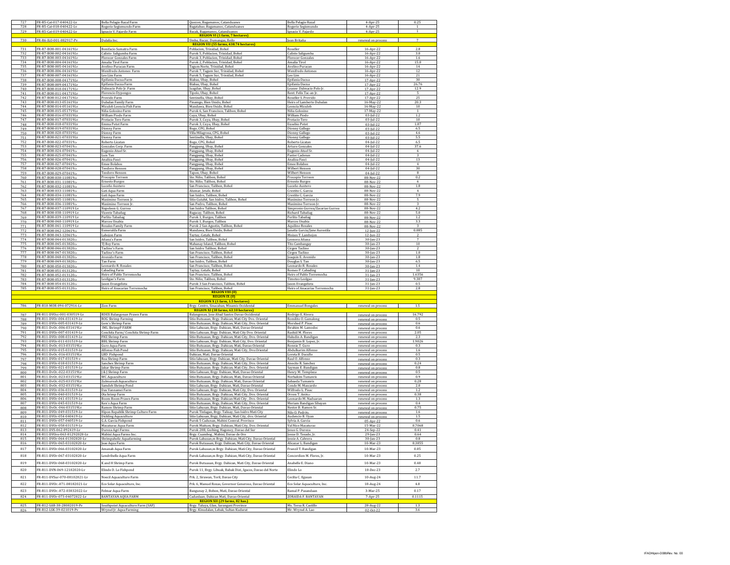| 727 | FR-R5-Cat-017-040422-Lv | Bella Pelagio Razal Farm | Quezon, Bagamanoc, Catanduanes | Bella Pelagio Razal | 4-Apr-25 | 0.25 |
|---|---|---|---|---|---|---|
| 728 | FR-R5-Cat-018-040422-Lv | Rogerio Segismundo Farm | Bagatabao, Bagamanoc, Catanduanes | Rogerio Segismundo | 4-Apr-25 | 1 |
| 729 | FR-R5-Cat-019-040422-Lv | Ignacio V. Fajardo Farm | Bacak, Bagamanoc, Catanduanes | Ignacio V. Fajardo | 4-Apr-25 | 1 |
| | | | **REGION VI (1 farm, 7 hectares)** | | | |
| 730 | FR-R6-ILO-001-082917-Pv | Dulalia Inc. | Umba, Bacay, Dumangas, Iloilo | Jean Britaña | renewal on process | 7 |
| | | | **REGION VII (55 farms, 438.74 hectares)** | | | |
| 731 | FR-R7-BOH-001-041619Lv | Bonifacio Sumatra Farm | Poblacion, Trinidad, Bohol | Roseller | 16-Apr-22 | 2.8 |
| 732 | FR-R7-BOH-002-041619Lv | Calixto Saligumba Farm | Purok 5, Poblacion, Trinidad, Bohol | Calixto Saligumba | 16-Apr-22 | 3.0 |
| 733 | FR-R7-BOH-003-041619Lv | Florecer Gonzales Farm | Purok 3, Poblacion, Trinidad, Bohol | Florecer Gonzales | 16-Apr-22 | 1.6 |
| 734 | FR-R7-BOH-004-041619Lv | Amalia Tirol Farm | Purok 2, Poblacion, Trinidad, Bohol | Amalia Tirol | 16-Apr-22 | 15.0 |
| 735 | FR-R7-BOH-005-041619Lv | Avelino Puracan Farm | Tagum Norte, Trinidad, Bohol | Avelino Puracan | 16-Apr-22 | 14 |
| 736 | FR-R7-BOH-006-041619Lv | Wenifredo Antones Farm | Purok 7, Tagum Sur, Trinidad, Bohol | Wenifredo Antones | 16-Apr-22 | 12 |
| 737 | FR-R7-BOH-007-041619Lv | Leo Lim Farm | Purok 5, Tagum Sur, Trinidad, Bohol | Leo Lim | 16-Apr-22 | 21 |
| 738 | FR-R7-BOH-008-041719Lv | Epifania Dacua Farm | Biabas, Ubay, Bohol | Epifania Dacua | 17-Apr-22 | 30 |
| 739 | FR-R7-BOH-009-041719Lv | Epifania Dacua Farm | Biabas, Ubay, Bohol | Epifania Dacua | 17-Apr-22 | 26.76 |
| 740 | FR-R7-BOH-010-041719Lv | Dalmacio Polo Jr. Farm | Juagdan, Ubay, Bohol | Leasee: Dalmacio Polo Jr. | 17-Apr-22 | 12.9 |
| 741 | FR-R7-BOH-011-041719Lv | Florencio Dypongco | Tipolo, Ubay, Bohol | Rent: Felix Tac-an Jr. | 17-Apr-22 | 5 |
| 742 | FR-R7-BOH-012-041719Lv | Provido Farm | Sentinella, Ubay, Bohol | Roseller S. Provido | 17-Apr-22 | 25 |
| 743 | FR-R7-BOH-013-051619Lv | Dubalan Family Farm | Pinamgo, Bien Unido, Bohol | Heirs of Lamberto Dubalan | 16-May-22 | 20.3 |
| 744 | FR-R7-BOH-014-051619Lv | Miculob Leoncia Fish Farm | Mandawa, Bien Unido, Bohol | Leoncia Miculob | 16-May-22 | 10 |
| 745 | FR-R7-BOH-015-051719Lv | Niña Golosino Farm | Purok 6, San Francisco, Talibon, Bohol | Niña Golosino | 17-May-22 | 1 |
| 746 | FR-R7-BOH-016-070319Lv | William Piodo Farm | Cuya, Ubay, Bohol | William Piodo | 03-Jul-22 | 1.2 |
| 747 | FR-R7-BOH-017-070319Lv | Protacio Tero Farm | Purok 3, Cuya, Ubay, Bohol | Protacio Tero | 03-Jul-22 | 10 |
| 748 | FR-R7-BOH-018-070319Lv | Emma Potot Farm | Purok 3, Cuya, Ubay, Bohol | Eusebio Potot | 03-Jul-22 | 1.87 |
| 749 | FR-R7-BOH-019-070319Lv | Dionny Farm | Bogo, CPG, Bohol | Dionny Gallego | 03-Jul-22 | 6.5 |
| 750 | FR-R7-BOH-020-070319Lv | Dionny Farm | Villa Milagrosa, CPG, Bohol | Dionny Gallego | 03-Jul-22 | 4.6 |
| 751 | FR-R7-BOH-021-070319Lv | Dionny Farm | Sentinella, Ubay, Bohol | Dionny Gallego | 03-Jul-22 | 5.5 |
| 752 | FR-R7-BOH-022-070319Lv | Roberto Licatan | Bogo, CPG, Bohol | Roberto Licatan | 04-Jul-22 | 6.5 |
| 753 | FR-R7-BOH-023-070419Lv | Gonzales Corp. Farm | Pangpang, Ubay, Bohol | Arturo Gonzales | 04-Jul-22 | 37.6 |
| 754 | FR-R7-BOH-024-070419Lv | Eugenio Atuel Sr. | Pangpang, Ubay, Bohol | Eugenio Atuel Sr. | 04-Jul-22 | 6 |
| 755 | FR-R7-BOH-025-070419Lv | Luis Tan | Pangpang, Ubay, Bohol | Pastor Cadenas | 04-Jul-22 | 3 |
| 756 | FR-R7-BOH-026-070419Lv | Analiza Fasci | Pangpang, Ubay, Bohol | Analiza Fasci | 04-Jul-22 | 13 |
| 757 | FR-R7-BOH-027-070419Lv | Emee Bolabos | Pangpang, Ubay, Bohol | Emee Bolabos | 04-Jul-22 | 4 |
| 758 | FR-R7-BOH-028-070419Lv | Teodoro Henson | Pangpang, Ubay, Bohol | Wilbert Henson | 04-Jul-22 | 30 |
| 759 | FR-R7-BOH-029-070419Lv | Teodoro Henson | Tapon, Ubay, Bohol | Wilbert Henson | 04-Jul-22 | 8 |
| 760 | FR-R7-BOH-030-110819Lv | Procopio Torreon | Sto. Niño, Talibon, Bohol | Procopio Torreon | 08-Nov-22 | 0.2 |
| 761 | FR-R7-BOH-031-110819Lv | Ernesto Burgos | Sto. Niño, Talibon, Bohol | Ernesto Burgos | 08-Nov-22 | 6 |
| 762 | FR-R7-BOH-032-110819Lv | Luceño Auxtero | San Francisco, Talibon, Bohol | Luceño Auxtero | 08-Nov-22 | 1.8 |
| 763 | FR-R7-BOH-033-110819Lv | Gati Aqua Farm | Alumar, Jetafe, Bohol | Crestito C. Garcia | 08-Nov-22 | 4 |
| 764 | FR-R7-BOH-034-110819Lv | Gati Aqua Farm | San Isidro, Talibon, Bohol | Crestito C. Garcia | 08-Nov-22 | 7.9 |
| 765 | FR-R7-BOH-035-110819Lv | Maximino Torreon Jr. | Sitio Gutabit, San Isidro, Talibon, Bohol | Maximino Torreon Jr. | 08-Nov-22 | 5 |
| 766 | FR-R7-BOH-036-110819Lv | Maximino Torreon Jr. | San Pedro, Talibon, Bohol | Maximino Torreon Jr. | 08-Nov-22 | 3 |
| 767 | FR-R7-BOH-037-110919 Lv | Napoleon G. Gurrea | San Isidro Talibon, Bohol | Simpronio Gurrea/Zacarias Gurrea | 08-Nov-22 | 4.2 |
| 768 | FR-R7-BOH-038-110919 Lv | Vicente Tabañag | Bagacay, Talibon, Bohol | Richard Tabañag | 08-Nov-22 | 5.0 |
| 769 | FR-R7-BOH-039-110919 Lv | Perlito Tabañag | Purok 1, Burgos, Talibon | Perlito Tabañag | 08-Nov-22 | 1.2 |
| 770 | FR-R7-BOH-040-110919 Lv | Marcos Unabia | Purok 1, Burgos, Talibon | Marcos Unabia | 08-Nov-22 | 3.3 |
| 771 | FR-R7-BOH-041-110919 Lv | Rosales Family Farm | Purok 2 San Agustin, Talibon, Bohol | Aquilino Rosales | 08-Nov-22 | 3 |
| 772 | FR-R7-BOH-042-120619Lv | Esmeralda Farm | Mandawa, Bien Unido, Bohol | Janette Garcia/Jane Aurestila | 12-Jun-22 | 0.085 |
| 773 | FR-R7-BOH-043-120619Lv | Labojon Farm | Taytay, Getafe, Bohol | Moises T. Lambojon | 12-Jun-22 | 2 |
| 774 | FR-R7-BOH-044-013020Lv | Añana's Farm | San Isidro, Talibon, Bohol | Leonora Añana | 30-Jan-23 | 7 |
| 775 | FR-R7-BOH-045-013020Lv | TJ Boy Farm | Mahanay Island, Talibon, Bohol | Tito Cambangay | 30-Jan-23 | 10 |
| 776 | FR-R7-BOH-046-013020Lv | Taclino's Farm | San Isidro Talibon, Bohol | Cirgen Taclino | 30-Jan-23 | 2 |
| 777 | FR-R7-BOH-047-013020Lv | Taclino's Farm | San Francisco, Talibon, Bohol | Cirgen Taclino | 30-Jan-23 | 1.0 |
| 778 | FR-R7-BOH-048-013020Lv | Avenido Farm | San Francisco, Talibon, Bohol | Joaquin E. Avenido | 30-Jan-23 | 1.8 |
| 779 | FR-R7-BOH-049-013020Lv | Tan Farm | San Isidro, Talibon, Bohol | Douglas S. Tan | 30-Jan-23 | 6.5 |
| 780 | FR-R7-BOH-050-013020Lv | Leonardo R. Rosales | San Francisco, Talibon, Bohol | Leonardo R. Rosales | 30-Jan-23 | 1.4 |
| 781 | FR-R7-BOH-051-013120Lv | Cabading Farm | Taytay, Getafe, Bohol | Romeo P. Cabading | 31-Jan-23 | 10 |
| 782 | FR-R7-BOH-052-013120Lv | Heirs of Pablo Torremocha | San Francisco, Talibon, Bohol | Heirs of Pablo Torremocha | 31-Jan-23 | 1.6356 |
| 783 | FR-R7-BOH-053-013120Lv | Leoligao's Farm | Sto. Niño, Talibon, Bohol | Timoteo Leoligao | 31-Jan-23 | 9.307 |
| 784 | FR-R7-BOH-054-013120Lv | Jason Evangelista | Purok 3 San Francisco, Talibon, Bohol | Jason Evangelista | 31-Jan-23 | 0.5 |
| 785 | FR-R7-BOH-055-013120Lv | Heirs of Anacarias Torremocha | San Francisco, Talibon, Bohol | Heirs of Anacarias Torremocha | 31-Jan-23 | 2.8 |
| | | | **REGION VIII (0)** | | | |
| | | | **REGION IX (0)** | | | |
| | | | **REGION X (1 farm, 1.5 hectares)** | | | |
| 786 | FR-R10-MOR-094-072916-Lv | Zion Farm | Brgy. Centro, Sinacaban, Misamis Occidental | Emmanuel Bongales | renewal on process | 1.5 |
| | | | **REGION XI (38 farms, 63.10 hectares)** | | | |
| 787 | FR-R11-DOcc-001-030519-Lv | RDEX Balangonan Prawn Farm | Balangonan, Jose Abad Santos Davao Occidental | Rodrigo E. Rivera | renewal on process | 16.792 |
| 788 | FR-R11-DVOr-004-031419-Lv | ROG Shrimp Farming | Sitio Butuasan, Brgy. Dahican, Mati City Dvo. Oriental | Romilito O. Gamalong | renewal on process | 0.5 |
| 789 | FR-R11-DVOr-005-031419-Lv | Gem's Shrimp Farm | Sitio Butuasan, Brgy. Dahican, Mati City, Dvo. Oriental | Morshed P. Pisac | renewal on process | 0.6 |
| 790 | FR-R11-DvOr.-006-031419Lv | IML ShrimpP FARM | Sitio Lahusan, Brgy. Dahican, Mati, Davao Oriental | Ibrahim M. Lamodoc | renewal on process | 0.6 |
| 791 | FR-R11-DVOr-007-031419-Lv | Conchita Farm/ Conchita Shrimp Farm | Sitio Lahusan, Brgy. Dahican, Mati City Dvo. Oriental | Rashid M. Flores | renewal on process | 2.05 |
| 792 | FR-R11-DVOr-008-031419-Lv | FHZ Shrimp Farm | Sitio Butuasan, Brgy. Dahican, Mati City, Dvo. Oriental | Haludin A. Bandigan | renewal on process | 2.3 |
| 793 | FR-R11-DVOr-011-031519-Lv | BBL Shrimp Farm | Sitio Lahusan, Brgy. Dahican, Mati City, Dvo. Oriental | Benjamin B. Lopez, Jr. | renewal on process | 1.9026 |
| 794 | FR-R11-DvOr.-013-031519Lv | Guro Aqua Farm | Sitio Butuasan, Brgy. Dahican, Mati, Davao Oriental | Ronnie T. Guro | renewal on process | 0.3 |
| 795 | FR-R11-DVOr-015-031519-Lv | Alfonso Fish Pond | Sitio Butuasan, Brgy. Dahican, Mati City, Dvo.Oriental | Abdulkarim Alfonso | renewal on process | 1.6 |
| 796 | FR-R11-DvOr.-016-031519Lv | LRD Fishpond | Dahican, Mati, Davao Oriental | Loreta B. Daculio | renewal on process | 0.5 |
| 797 | FR-R11-DVOr-017-031519-v | Roa Shrimp Farm | Sitio lahusan, Brgy. Dahican, Mati City, Davao Oriental | Raul O. Alfonso | renewal on process | 0.3 |
| 798 | FR-R11-DVOr-018-031519-Lv | Sanchez Shrimp Farm | Sitio Butuasan, Brgy. Dahican, Mati City, Dvo. Oriental | Anecito R. Sanchez | renewal on process | 0.24 |
| 799 | FR-R11-DVOr-021-031519-Lv | Jakar Shrimp Farm | Sitio Butuasan, Brgy. Dahican, Mati City, Dvo. Oriental | Sayman E. Bandigan | renewal on process | 0.8 |
| 800 | FR-R11-DvOr.-022-031519Lv | J & J Shrimp Farm | Sitio Lahusan, Brgy. Dahican, Mati, Davao Oriental | Henry M. Templaza | renewal on process | 0.5 |
| 801 | FR-R11-DvOr.-023-031519Lv | WC Aquaculture | Sitio Butuasan, Brgy. Dahican, Mati, Davao Oriental | Norhakim Tumawis | renewal on process | 0.9 |
| 802 | FR-R11-DvOr.-025-031519Lv | Zulmureah Aquaculture | Sitio Butuasan, Brgy. Dahican, Mati, Davao Oriental | Sabaeda Tumawis | renewal on process | 0.28 |
| 803 | FR-R11-DvOr.-032-031519Lv | Samdeh Shrimp Pond | Sitio Lahusan, Brgy. Dahican, Mati, Davao Oriental | Conde M. Mascardo | renewal on process | 2.0 |
| 804 | FR-R11-DVOr-036-031519-Lv | Dax Vannamei Farm | Sitio Lahusan, Brgy. Dahican, Mati City, Dvo. Oriental | Wilfredo L. Pisac | renewal on process | 1.2 |
| 805 | FR-R11-DVOr-040-031519-Lv | Ota hrimp Farm | Sitio Butuasan, Brgy. Dahican, Mati City, Dvo. Oriental | Orven T. Aniño | renewal on process | 0.38 |
| 806 | FR-R11-DVOr-041-031519-Lv | Boom Boom Prawn Farm | Sitio Butuasan, Brgy. Dahican Mati City , Dvo. Oriental | Leonardo M. Naduaran | renewal on process | 1.3 |
| 807 | FR-R11-DVOr-045-031519-Lv | Ken's Aqua Farm | Sitio Butuasan, Brgy. Dahican, Mati City, Dvo. Oriental | Meriam Bandigan Sibayan | renewal on process | 0.4 |
| 808 | FR-R11-DvOr.-046-031519Lv | Ramon Shrimp Farm | Sitio Lahusan, Brgy. Dahican, Mati, Davao Oriental | Nestor B. Ramon Sr. | renewal on process | 0.75 |
| 809 | FR-R11-DVOr-049-031519-Lv | Hipon Republik Shrimp Culture Farm | Purok Tinlagan, Brgy. Talisay, San Isidro Mati City | Nilo O. Pedriño | renewal on process | 1.6 |
| 810 | FR-R11-DVOr-054-040419-Lv | Dickling Aquaculture | Sitio Lahusan, Brgy. Dahican, Mati City, dvo. Oriental | Audencio B. Uyan | renewal on process | 1.5 |
| 811 | FR-R11-DVOr-057-040519-Lv | G.A. Garcia Fishpond | Purok 5 Cadunan, Mabini Comval. Province | Sylvia A. Garcia | 05-Apr-22 | 0.6 |
| 812 | FR-R11-DVOr-058-031519-Lv | Macaturac Aqua Farm | Purok Maitum, Brgy. Dahican, Mati City, Dvo. Oriental | Val Nico Macaturac | 15-Mar-22 | 0.7068 |
| 813 | FR-R11-DVS-062-092419-Lv | Dureza Agri Farms | Purok 20B, Guihing, Hagonoy, Davao del Sur | Jesus G. Dureza | 24-Sep-22 | 0.41 |
| 814 | FR-R11-DVOro-063-01292020-Lv | Mabini Aqua Farms Inc. | Brgy. Cuambog , Mabini, Davao de Oro | Josue D. Tesado, Jr. | 29-Jan-23 | 0.64 |
| 815 | FR-R11-DVOr-064-01302020-Lv | Shrimpaholic Aquafarming | Purok Lahusan,m Brgy. Dahican, Mati City, Davao Oriental | Jessie A. Cabrera | 30-Jan-23 | 0.8 |
| 816 | FR-R11-DVOr-065-03102020-Lv | Jeae Aqua Farm | Purok Butuasan, Brgy. Dahican, Mati City, Davao Oriental | Alicazar L. Bandigan | 10-Mar-23 | 0.3855 |
| 817 | FR-R11-DVOr-066-03102020-Lv | Amanah Aqua Farm | Purok Lahusan,m Brgy. Dahican, Mati City, Davao Oriental | Franzil T. Bandigan | 10-Mar-23 | 0.05 |
| 818 | FR-R11-DVOr-067-03102020-Lv | Lendribelle Aqua Farm | Purok Lahusan,m Brgy. Dahican, Mati City, Davao Oriental | Concordion M. Flores, Jr. | 10-Mar-23 | 0.25 |
| 819 | FR-R11-DVOr-068-03102020-Lv | K and H Shrimp Farm | Purok Butuasan, Brgy. Dahican, Mati City, Davao Oriental | Anabelle E. Diano | 10-Mar-23 | 0.48 |
| 820 | FR-R11-DVN-069-12102020-Lv | Elindo D. Lo Fishpond | Purok 11, Brgy. Libuak, Babak Dist., Igacos, Davao del Norte | Elindo Lo | 10-Dec-23 | 2.7 |
| 821 | FR-R11-DVSur-070-08102021-Lv | Noecil Aquaculture Farm | Prk. 2, Sirawan, Toril, Davao City | Cecilia C. Egasan | 10-Aug-24 | 11.7 |
| 822 | FR-R11-DVOr.-071-08182021-Lv | Eco Solar Aquaculture, Inc. | Prk. 6, Manuel Roxas, Governor Generoso, Davao Oriental | Eco Solar Aquaculture, Inc. | 18-Aug-24 | 4.8 |
| 823 | FR-R11-DVOr.-072-03032022-Lv | Felmar Aqua Farm | Banguinay 2, Bobon, Mati, Davao Oriental | Ramal P. Pasandaan | 3-Mar-25 | 0.17 |
| 824 | FR-R11-DVOr.-073-04072022-Lv | BANTAYAN AQUA FARM | Cadanlaan, Dahican Mati, Davao Oriental | ZORAIDA F. BANTAYAN | 7-Apr-25 | 0.1115 |
| | | | **REGION XII (29 farms, 82 has.)** | | | |
| 825 | FR-R12-SAR-38-28082019-Pv | Southpoint Aquaculture Farm (SAF) | Brgy. Taluya, Glan, Sarangani Province | Ms. Tersa R. Castillo | 28-Aug-22 | 1.3 |
| 826 | FR-R12-LSK-39-021019-Pv | Wrynel Jr. Aqua Farming | Brgy. Kinudalan, Lebak, Sultan Kudarat | Mr. Wrynel A. Lao | 02-Oct-22 | 3.6 |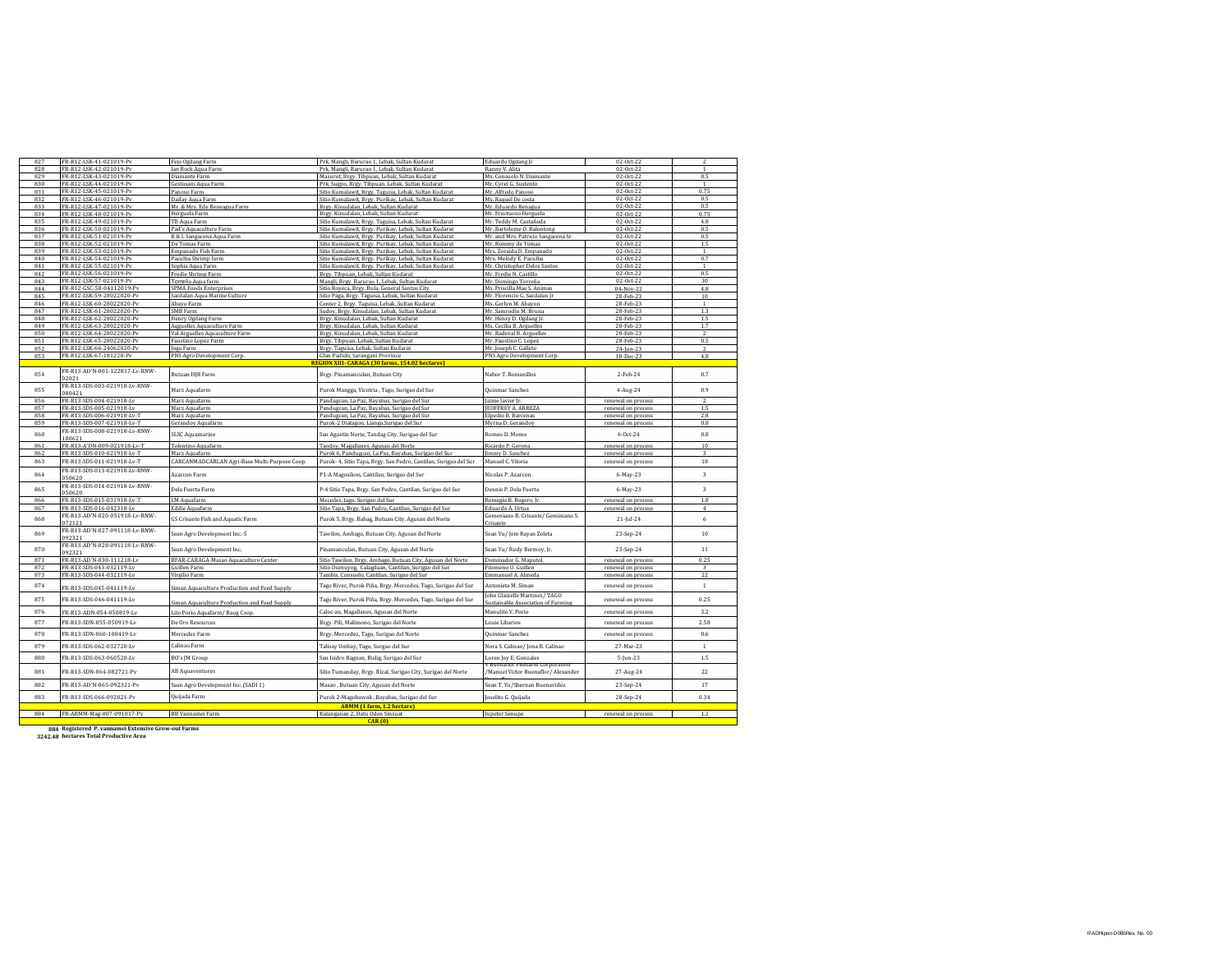| | | | | | |
|---|---|---|---|---|---|
| 827 | FR-R12-LSK-41-021019-Pv | Fejo Ogdang Farm | Prk. Mangli, Barurao 1, Lebak, Sultan Kudarat | Eduardo Ogdang Jr | 02-Oct-22 | 2 |
| 828 | FR-R12-LSK-42-021019-Pv | Ian Rock Aqua Farm | Prk. Mangli, Barurao 1, Lebak, Sultan Kudarat | Ranny V. Alita | 02-Oct-22 | 1 |
| 829 | FR-R12-LSK-43-021019-Pv | Diamante Farm | Masurot, Brgy. Tibpuan, Lebak, Sultan Kudarat | Ms. Consuelo N. Diamante | 02-Oct-22 | 0.5 |
| 830 | FR-R12-LSK-44-021019-Pv | Gestosani Aqua Farm | Prk. Sugpo, Brgy. Tibpuan, Lebak, Sultan Kudarat | Mr. Cyrel G. Sustento | 02-Oct-22 | 1 |
| 831 | FR-R12-LSK-45-021019-Pv | Panoso Farm | Sitio Kumalawit, Brgy. Taguisa, Lebak, Sultan Kudarat | Mr. Alfredo Panoso | 02-Oct-22 | 0.75 |
| 832 | FR-R12-LSK-46-021019-Pv | Dadar Aqua Farm | Sitio Kumalawit, Brgy. Purikay, Lebak, Sultan Kudarat | Ms. Raquel De costa | 02-Oct-22 | 0.5 |
| 833 | FR-R12-LSK-47-021019-Pv | Mr. & Mrs. Ede Beneagua Farm | Brgy. Kinudalan, Lebak, Sultan Kudarat | Mr. Eduardo Benagua | 02-Oct-22 | 0.5 |
| 834 | FR-R12-LSK-48-021019-Pv | Herguela Farm | Brgy. Kinudalan, Lebak, Sultan Kudarat | Mr. Fructuozo Herguela | 02-Oct-22 | 0.75 |
| 835 | FR-R12-LSK-49-021019-Pv | TB Aqua Farm | Sitio Kumalawit, Brgy. Taguisa, Lebak, Sultan Kudarat | Mr. Teddy M. Castañeda | 02-Oct-22 | 4.8 |
| 836 | FR-R12-LSK-50-021019-Pv | Pad's Aquaculture Farm | Sitio Kumalawit, Brgy. Purikay, Lebak, Sultan Kudarat | Mr. Bartolome O. Balontong | 02-Oct-22 | 0.5 |
| 837 | FR-R12-LSK-51-021019-Pv | R & L Sangacena Aqua Farm | Sitio Kumalawit, Brgy. Purikay, Lebak, Sultan Kudarat | Mr. and Mrs. Patricio Sangacena Sr | 02-Oct-22 | 0.5 |
| 838 | FR-R12-LSK-52-021019-Pv | De Tomas Farm | Sitio Kumalawit, Brgy. Purikay, Lebak, Sultan Kudarat | Mr. Rommy de Tomas | 02-Oct-22 | 1.5 |
| 839 | FR-R12-LSK-53-021019-Pv | Empanado Fish Farm | Sitio Kumalawit, Brgy. Purikay, Lebak, Sultan Kudarat | Mrs. Zoraida D. Empanado | 02-Oct-22 | 1 |
| 840 | FR-R12-LSK-54-021019-Pv | Paculba Shrimp farm | Sitio Kumalawit, Brgy. Purikay, Lebak, Sultan Kudarat | Mrs. Melody E. Paculba | 02-Oct-22 | 0.7 |
| 841 | FR-R12-LSK-55-021019-Pv | Sophia Aqua Farm | Sitio Kumalawit, Brgy. Purikay, Lebak, Sultan Kudarat | Mr. Christopher Delos Santos | 02-Oct-22 | 1 |
| 842 | FR-R12-LSK-56-021019-Pv | Fredie Shrimp Farm | Brgy. Tibpuan, Lebak, Sultan Kudarat | Mr. Fredie N. Castillo | 02-Oct-22 | 0.5 |
| 843 | FR-R12-LSK-57-021019-Pv | Torreña Aqua farm | Mangli, Brgy. Barurao 1, Lebak, Sultan Kudarat | Mr. Domingo Torreña | 02-Oct-22 | 30 |
| 844 | FR-R12-GSC-58-04112019-Pv | SPMA Foods Enterprises | Sitio Royeca, Brgy. Bula, General Santos City | Ms. Priscilla Mae S. Animas | 04-Nov-22 | 4.8 |
| 845 | FR-R12-LSK-59-28022020-Pv | Sacdalan Aqua Marine Culture | Sitio Paga, Brgy. Taguisa, Lebak, Sultan Kudarat | Mr. Florencio G. Sacdalan Jr | 28-Feb-23 | 10 |
| 846 | FR-R12-LSK-60-28022020-Pv | Abayo Farm | Center 2, Brgy. Taguisa, Lebak, Sultan Kudarat | Ms. Gerlyn M. Abayon | 28-Feb-23 | 1 |
| 847 | FR-R12-LSK-61-28022020-Pv | SMB Farm | Sudoy, Brgy. Kinudalan, Lebak, Sultan Kudarat | Mr. Samrodin M. Bruna | 28-Feb-23 | 1.3 |
| 848 | FR-R12-LSK-62-28022020-Pv | Henry Ogdang Farm | Brgy. Kinudalan, Lebak, Sultan Kudarat | Mr. Henry D. Ogdang Jr. | 28-Feb-23 | 1.5 |
| 849 | FR-R12-LSK-63-28022020-Pv | Arguelles Aquaculture Farm | Brgy. Kinudalan, Lebak, Sultan Kudarat | Ms. Cecilia B. Arguelles | 28-Feb-23 | 1.7 |
| 850 | FR-R12-LSK-64-28022020-Pv | Val Arguelles Aquaculture Farm | Brgy. Kinudalan, Lebak, Sultan Kudarat | Mr. Radeval B. Arguelles | 28-Feb-23 | 2 |
| 851 | FR-R12-LSK-65-28022020-Pv | Faustino Lopez Farm | Brgy. Tibpuan, Lebak, Sultan Kudarat | Mr. Faustino C. Lopez | 28-Feb-23 | 0.5 |
| 852 | FR-R12-LSK-66-24062020-Pv | Joga Farm | Brgy. Taguisa, Lebak, Sultan Kudarat | Mr. Joseph C. Galleto | 24-Jun-23 | 2 |
| 853 | FR-R12-LSK-67-181220-Pv | PNS Agro Development Corp. | Glan Padido, Sarangani Province | PNS Agro Development Corp. | 18-Dec-23 | 4.8 |
| | | | **REGION XIII- CARAGA (30 farms, 154.02 hectares)** | | | |
| 854 | FR-R13-AD'N-001-122817-Lv-RNW-02021 | Butuan HJR Farm | Brgy. Pinamanculan, Butuan City | Nabor T. Romanillos | 2-Feb-24 | 0.7 |
| 855 | FR-R13-SDS-003-021918-Lv-RNW-080421 | Marz Aquafarm | Purok Mangga, Vicotria , Tago, Surigao del Sur | Quinmar Sanchez | 4-Aug-24 | 0.9 |
| 856 | FR-R13-SDS-004-021918-Lv | Marz Aquafarm | Pandugcan, La Paz, Bayabas, Surigao del Sur | Jaime Javier Jr. | renewal on process | 2 |
| 857 | FR-R13-SDS-005-021918-Lv | Marz Aquafarm | Pandugcan, La Paz, Bayabas, Surigao del Sur | JEOFFREY A. ARREZA | renewal on process | 1.5 |
| 858 | FR-R13-SDS-006-021918-Lv-T | Marz Aquafarm | Pandugcan, La Paz, Bayabas, Surigao del Sur | Elpedio B. Barcenas | renewal on process | 2.8 |
| 859 | FR-R13-SDS-007-021918-Lv-T | Gerandoy Aquafarm | Purok-2 Diatagon, Lianga,Surigao del Sur | Myrna D. Gerandoy | renewal on process | 0.8 |
| 860 | FR-R13-SDS-008-021918-Lv-RNW-100621 | SLSC Aquamarine | San Agustin Norte, Tandag City, Surigao del Sur | Romeo D. Momo | 6-Oct-24 | 0.8 |
| 861 | FR-R13-A'DN-009-021918-Lv-T | Tolentino Aquafarm | Taoday, Magallanes, Agusan del Norte | Ricardo P. Gerona | renewal on process | 10 |
| 862 | FR-R13-SDS-010-021918-Lv-T | Marz Aquafarm | Purok 6, Pandugcan, La Paz, Bayabas, Surigao del Sur | Jimmy D. Sanchez | renewal on process | 3 |
| 863 | FR-R13-SDS-011-021918-Lv-T | CARCANMADCARLAN Agri-Base Multi-Purpose Coop. | Purok- 4, Sitio Tapa, Brgy. San Pedro, Cantilan, Surigao del Sur | Manuel C. Viloria | renewal on process | 18 |
| 864 | FR-R13-SDS-013-021918-Lv-RNW-050620 | Azarcon Farm | P1-A Magosilom, Cantilan, Surigao del Sur | Nicolas P. Azarcon | 6-May-23 | 3 |
| 865 | FR-R13-SDS-014-021918-Lv-RNW-050620 | Dela Fuerta Farm | P-4 Sitio Tapa, Brgy. San Pedro, Cantilan, Surigao del Sur | Dennis P. Dela Fuerta | 6-May-23 | 3 |
| 866 | FR-R13-SDS-015-031918-Lv-T | LM Aquafarm | Mecedes, tago, Surigao del Sur | Remegio B. Rogero, Jr. | renewal on process | 1.8 |
| 867 | FR-R13-SDS-016-042418-Lv | Eddie Aquafarm | Sitio Tapa, Brgy. San Pedro, Cantilan, Surigao del Sur | Eduardo A. Urtua | renewal on process | 4 |
| 868 | FR-R13-AD'N-020-051918-Lv-RNW-072121 | GS Crisante Fish and Aquatic Farm | Purok 5, Brgy. Babag, Butuan City, Agusan del Norte | Gemeniano B. Crisante/ Geminiano S. Crisante | 21-Jul-24 | 6 |
| 869 | FR-R13-AD'N-027-091118-Lv-RNW-092321 | Sean Agro Development Inc.-5 | Tawilon, Ambago, Butuan City, Agusan del Norte | Sean Yu/ Jem Rayan Zoleta | 23-Sep-24 | 10 |
| 870 | FR-R13-AD'N-028-091118-Lv-RNW-092321 | Sean Agro Development Inc. | Pinamanculan, Butuan City, Agusan del Norte | Sean Yu/ Rudy Bermoy, Jr. | 23-Sep-24 | 11 |
| 871 | FR-R13-AD'N-030-111218-Lv | BFAR-CARAGA-Masao Aquaculture Center | Sitio Tawilon, Brgy. Ambago, Butuan City, Agusan del Norte | Dominador G. Maputol | renewal on process | 0.25 |
| 872 | FR-R13-SDS-043-032119-Lv | Guillen Farm | Sitio Dumuyog, Calagdaan, Cantilan, Surigao del Sur | Filomeno U. Guillen | renewal on process | 3 |
| 873 | FR-R13-SDS-044-032119-Lv | Virgilio Farm | Tanbis, Consuelo, Cantilan, Surigao del Sur | Emmanuel A. Almeda | renewal on process | 22 |
| 874 | FR-R13-SDS-045-041119-Lv | Siman Aquaculture Production and Feed Supply | Tago River, Purok Piña, Brgy. Mercedes, Tago, Surigao del Sur | Antonieta M. Siman | renewal on process | 1 |
| 875 | FR-R13-SDS-046-041119-Lv | Siman Aquaculture Production and Feed Supply | Tago River, Purok Piña, Brgy. Mercedes, Tago, Surigao del Sur | John Glaizelle Martinez/ TAGO Sustainable Association of Farming | renewal on process | 0.25 |
| 876 | FR-R13-ADN-054-050819-Lv | Lito Porio Aquafarm/ Baug Coop. | Caloc-an, Magallanes, Agusan del Norte | Manolito V. Porio | renewal on process | 3.2 |
| 877 | FR-R13-SDN-055-050919-Lv | De Oro Resources | Brgy. Pili, Malimono, Surigao del Norte | Louie Libarios | renewal on process | 2.58 |
| 878 | FR-R13-SDN-060-100419-Lv | Mercedez Farm | Brgy. Mercedez, Tago, Surigao del Norte | Quinmar Sanchez | renewal on process | 0.6 |
| 879 | FR-R13-SDS-062-032720-Lv | Calinao Farm | Talisay Umbay, Tago, Surgao del Sur | Nora S. Calinao/ Jona B. Calinao | 27-Mar-23 | 1 |
| 880 | FR-R13-SDS-063-060520-Lv | BO's JM Group | San Isidro Bagnan, Bislig, Surigao del Sur | Loren Joy E. Gonzales | 5-Jun-23 | 1.5 |
| 881 | FR-R13-SDN-064-082721-Pv | AB Aquaventures | Sitio Tumanday, Brgy. Rizal, Surigao City, Surigao del Norte | V Buenaflor Paalarin Corporation /Manuel Victor Buenaflor/ Alexander | 27-Aug-24 | 22 |
| 882 | FR-R13-AD'N-065-092321-Pv | Sean Agro Development Inc. (SADI 1) | Masao , Butuan City, Agusan del Norte | Sean T. Yu/Shernan Buenavidez | 23-Sep-24 | 17 |
| 883 | FR-R13-SDS-066-092821-Pv | Quijada Farm | Purok 2-Magobawok , Bayabas, Surigao del Sur | Joselito G. Quijada | 28-Sep-24 | 0.34 |
| | | | **ARMM (1 farm, 1.2 hectare)** | | | |
| 884 | FR-ARMM-Mag-007-091017-Pv | BB Vannamei Farm | Kalanganan 2, Datu Odin Sinsuat | Jupeter Senupe | renewal on process | 1.2 |
| | | | **CAR (0)** | | | |

**884 Registered P. vannamei Extensive Grow-out Farms**

**3242.48 hectares Total Productive Area**